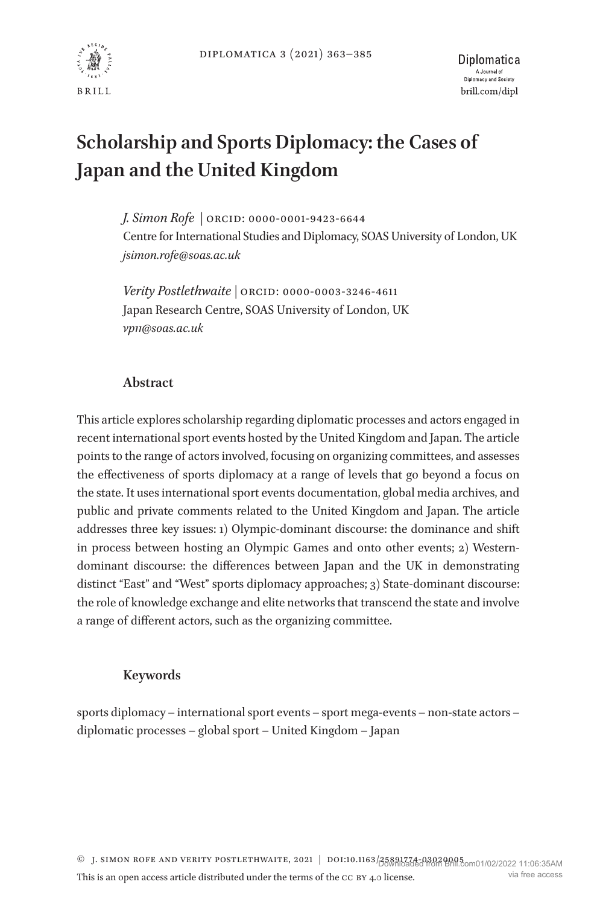# Scholarship and Sports Diplomacy: the Cases of Japan and the United Kingdom

*J. Simon Rofe* | ORCID: 0000-0001-9423-6644
Centre for International Studies and Diplomacy, SOAS University of London, UK
*jsimon.rofe@soas.ac.uk*

*Verity Postlethwaite* | ORCID: 0000-0003-3246-4611
Japan Research Centre, SOAS University of London, UK
*vp11@soas.ac.uk*

## Abstract

This article explores scholarship regarding diplomatic processes and actors engaged in recent international sport events hosted by the United Kingdom and Japan. The article points to the range of actors involved, focusing on organizing committees, and assesses the effectiveness of sports diplomacy at a range of levels that go beyond a focus on the state. It uses international sport events documentation, global media archives, and public and private comments related to the United Kingdom and Japan. The article addresses three key issues: 1) Olympic-dominant discourse: the dominance and shift in process between hosting an Olympic Games and onto other events; 2) Western-dominant discourse: the differences between Japan and the UK in demonstrating distinct "East" and "West" sports diplomacy approaches; 3) State-dominant discourse: the role of knowledge exchange and elite networks that transcend the state and involve a range of different actors, such as the organizing committee.

## Keywords

sports diplomacy – international sport events – sport mega-events – non-state actors – diplomatic processes – global sport – United Kingdom – Japan

© J. Simon Rofe and Verity Postlethwaite, 2021 | doi:10.1163/25891774-03020005

This is an open access article distributed under the terms of the CC BY 4.0 license.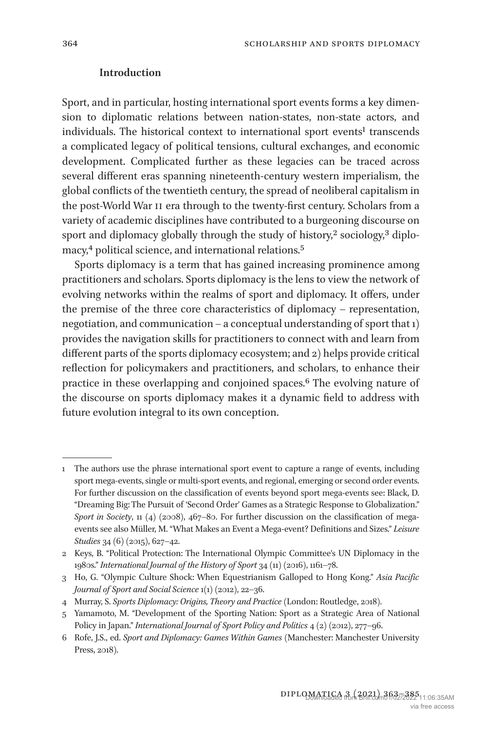## Introduction

Sport, and in particular, hosting international sport events forms a key dimension to diplomatic relations between nation-states, non-state actors, and individuals. The historical context to international sport events[1] transcends a complicated legacy of political tensions, cultural exchanges, and economic development. Complicated further as these legacies can be traced across several different eras spanning nineteenth-century western imperialism, the global conflicts of the twentieth century, the spread of neoliberal capitalism in the post-World War II era through to the twenty-first century. Scholars from a variety of academic disciplines have contributed to a burgeoning discourse on sport and diplomacy globally through the study of history,[2] sociology,[3] diplomacy,[4] political science, and international relations.[5]

Sports diplomacy is a term that has gained increasing prominence among practitioners and scholars. Sports diplomacy is the lens to view the network of evolving networks within the realms of sport and diplomacy. It offers, under the premise of the three core characteristics of diplomacy – representation, negotiation, and communication – a conceptual understanding of sport that 1) provides the navigation skills for practitioners to connect with and learn from different parts of the sports diplomacy ecosystem; and 2) helps provide critical reflection for policymakers and practitioners, and scholars, to enhance their practice in these overlapping and conjoined spaces.[6] The evolving nature of the discourse on sports diplomacy makes it a dynamic field to address with future evolution integral to its own conception.

---

1 The authors use the phrase international sport event to capture a range of events, including sport mega-events, single or multi-sport events, and regional, emerging or second order events. For further discussion on the classification of events beyond sport mega-events see: Black, D. "Dreaming Big: The Pursuit of 'Second Order' Games as a Strategic Response to Globalization." *Sport in Society*, 11 (4) (2008), 467–80. For further discussion on the classification of mega-events see also Müller, M. "What Makes an Event a Mega-event? Definitions and Sizes." *Leisure Studies* 34 (6) (2015), 627–42.

2 Keys, B. "Political Protection: The International Olympic Committee's UN Diplomacy in the 1980s." *International Journal of the History of Sport* 34 (11) (2016), 1161–78.

3 Ho, G. "Olympic Culture Shock: When Equestrianism Galloped to Hong Kong." *Asia Pacific Journal of Sport and Social Science* 1(1) (2012), 22–36.

4 Murray, S. *Sports Diplomacy: Origins, Theory and Practice* (London: Routledge, 2018).

5 Yamamoto, M. "Development of the Sporting Nation: Sport as a Strategic Area of National Policy in Japan." *International Journal of Sport Policy and Politics* 4 (2) (2012), 277–96.

6 Rofe, J.S., ed. *Sport and Diplomacy: Games Within Games* (Manchester: Manchester University Press, 2018).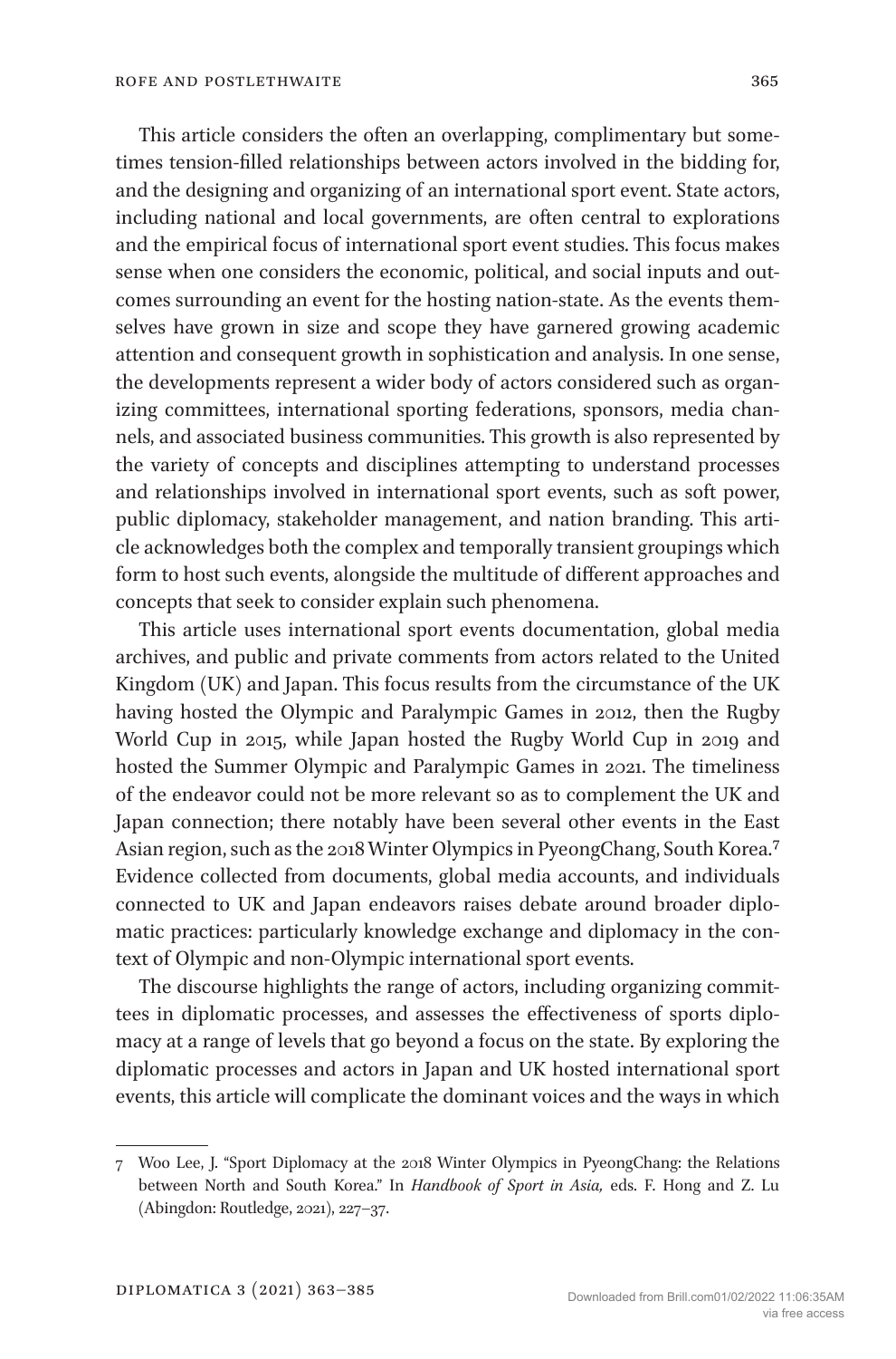This article considers the often an overlapping, complimentary but sometimes tension-filled relationships between actors involved in the bidding for, and the designing and organizing of an international sport event. State actors, including national and local governments, are often central to explorations and the empirical focus of international sport event studies. This focus makes sense when one considers the economic, political, and social inputs and outcomes surrounding an event for the hosting nation-state. As the events themselves have grown in size and scope they have garnered growing academic attention and consequent growth in sophistication and analysis. In one sense, the developments represent a wider body of actors considered such as organizing committees, international sporting federations, sponsors, media channels, and associated business communities. This growth is also represented by the variety of concepts and disciplines attempting to understand processes and relationships involved in international sport events, such as soft power, public diplomacy, stakeholder management, and nation branding. This article acknowledges both the complex and temporally transient groupings which form to host such events, alongside the multitude of different approaches and concepts that seek to consider explain such phenomena.

This article uses international sport events documentation, global media archives, and public and private comments from actors related to the United Kingdom (UK) and Japan. This focus results from the circumstance of the UK having hosted the Olympic and Paralympic Games in 2012, then the Rugby World Cup in 2015, while Japan hosted the Rugby World Cup in 2019 and hosted the Summer Olympic and Paralympic Games in 2021. The timeliness of the endeavor could not be more relevant so as to complement the UK and Japan connection; there notably have been several other events in the East Asian region, such as the 2018 Winter Olympics in PyeongChang, South Korea.[7] Evidence collected from documents, global media accounts, and individuals connected to UK and Japan endeavors raises debate around broader diplomatic practices: particularly knowledge exchange and diplomacy in the context of Olympic and non-Olympic international sport events.

The discourse highlights the range of actors, including organizing committees in diplomatic processes, and assesses the effectiveness of sports diplomacy at a range of levels that go beyond a focus on the state. By exploring the diplomatic processes and actors in Japan and UK hosted international sport events, this article will complicate the dominant voices and the ways in which

---

7 Woo Lee, J. "Sport Diplomacy at the 2018 Winter Olympics in PyeongChang: the Relations between North and South Korea." In *Handbook of Sport in Asia,* eds. F. Hong and Z. Lu (Abingdon: Routledge, 2021), 227–37.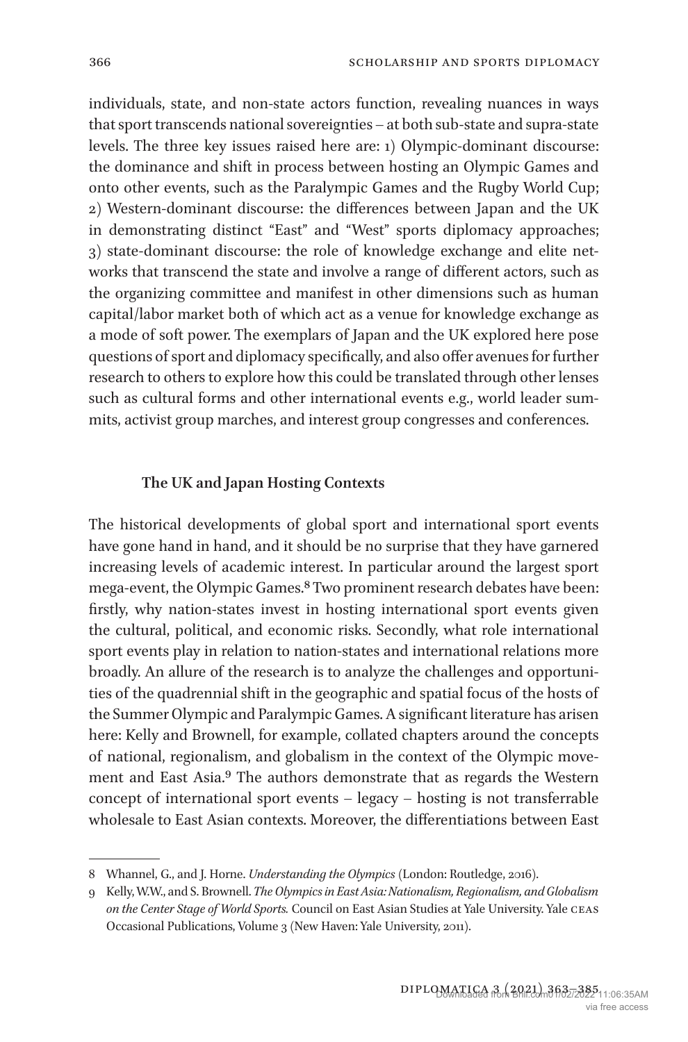individuals, state, and non-state actors function, revealing nuances in ways that sport transcends national sovereignties – at both sub-state and supra-state levels. The three key issues raised here are: 1) Olympic-dominant discourse: the dominance and shift in process between hosting an Olympic Games and onto other events, such as the Paralympic Games and the Rugby World Cup; 2) Western-dominant discourse: the differences between Japan and the UK in demonstrating distinct "East" and "West" sports diplomacy approaches; 3) state-dominant discourse: the role of knowledge exchange and elite networks that transcend the state and involve a range of different actors, such as the organizing committee and manifest in other dimensions such as human capital/labor market both of which act as a venue for knowledge exchange as a mode of soft power. The exemplars of Japan and the UK explored here pose questions of sport and diplomacy specifically, and also offer avenues for further research to others to explore how this could be translated through other lenses such as cultural forms and other international events e.g., world leader summits, activist group marches, and interest group congresses and conferences.

## The UK and Japan Hosting Contexts

The historical developments of global sport and international sport events have gone hand in hand, and it should be no surprise that they have garnered increasing levels of academic interest. In particular around the largest sport mega-event, the Olympic Games.[8] Two prominent research debates have been: firstly, why nation-states invest in hosting international sport events given the cultural, political, and economic risks. Secondly, what role international sport events play in relation to nation-states and international relations more broadly. An allure of the research is to analyze the challenges and opportunities of the quadrennial shift in the geographic and spatial focus of the hosts of the Summer Olympic and Paralympic Games. A significant literature has arisen here: Kelly and Brownell, for example, collated chapters around the concepts of national, regionalism, and globalism in the context of the Olympic movement and East Asia.[9] The authors demonstrate that as regards the Western concept of international sport events – legacy – hosting is not transferrable wholesale to East Asian contexts. Moreover, the differentiations between East

---

8 Whannel, G., and J. Horne. *Understanding the Olympics* (London: Routledge, 2016).

9 Kelly, W.W., and S. Brownell. *The Olympics in East Asia: Nationalism, Regionalism, and Globalism on the Center Stage of World Sports.* Council on East Asian Studies at Yale University. Yale CEAS Occasional Publications, Volume 3 (New Haven: Yale University, 2011).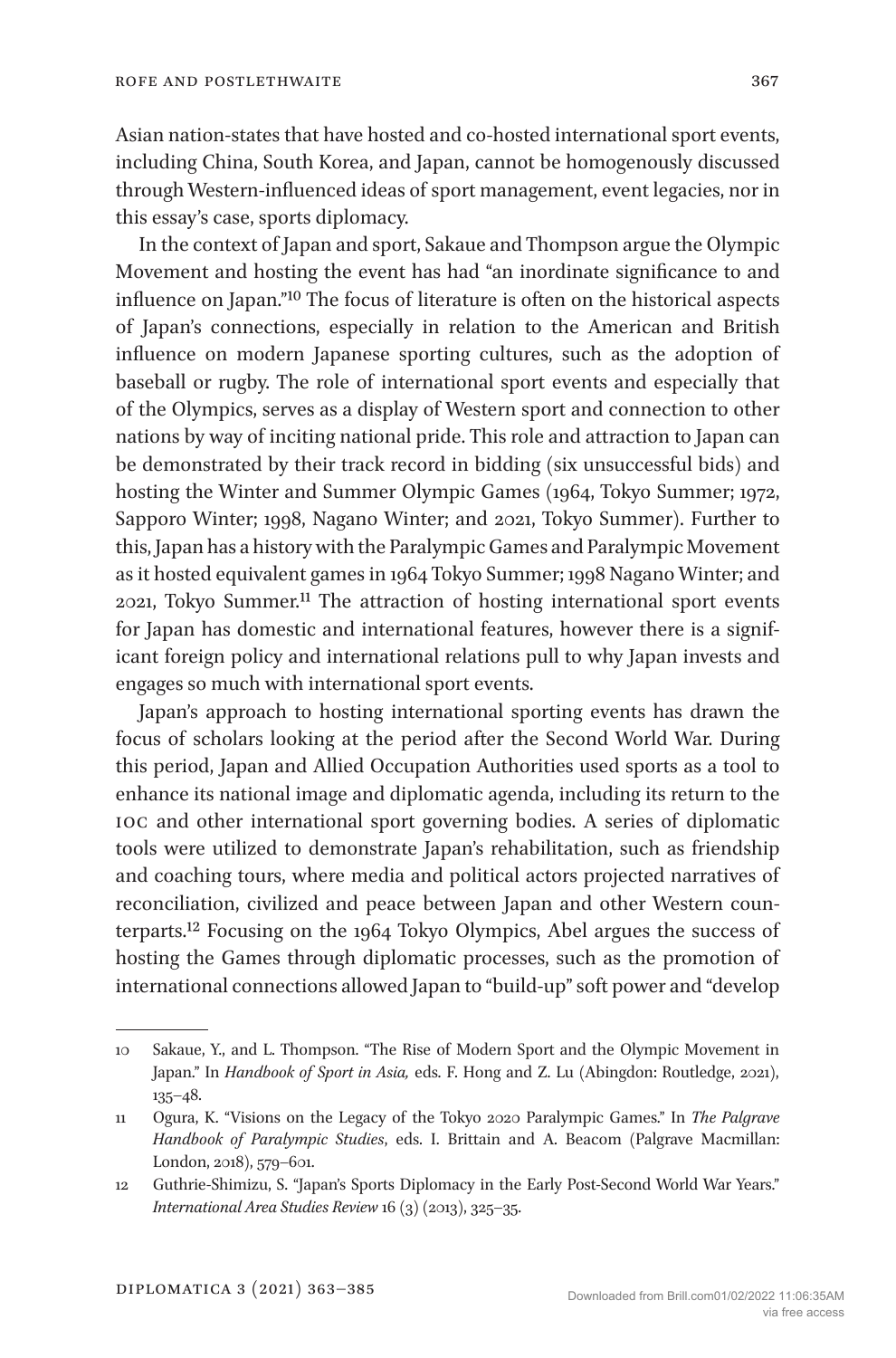Asian nation-states that have hosted and co-hosted international sport events, including China, South Korea, and Japan, cannot be homogenously discussed through Western-influenced ideas of sport management, event legacies, nor in this essay's case, sports diplomacy.

In the context of Japan and sport, Sakaue and Thompson argue the Olympic Movement and hosting the event has had "an inordinate significance to and influence on Japan."[10] The focus of literature is often on the historical aspects of Japan's connections, especially in relation to the American and British influence on modern Japanese sporting cultures, such as the adoption of baseball or rugby. The role of international sport events and especially that of the Olympics, serves as a display of Western sport and connection to other nations by way of inciting national pride. This role and attraction to Japan can be demonstrated by their track record in bidding (six unsuccessful bids) and hosting the Winter and Summer Olympic Games (1964, Tokyo Summer; 1972, Sapporo Winter; 1998, Nagano Winter; and 2021, Tokyo Summer). Further to this, Japan has a history with the Paralympic Games and Paralympic Movement as it hosted equivalent games in 1964 Tokyo Summer; 1998 Nagano Winter; and 2021, Tokyo Summer.[11] The attraction of hosting international sport events for Japan has domestic and international features, however there is a significant foreign policy and international relations pull to why Japan invests and engages so much with international sport events.

Japan's approach to hosting international sporting events has drawn the focus of scholars looking at the period after the Second World War. During this period, Japan and Allied Occupation Authorities used sports as a tool to enhance its national image and diplomatic agenda, including its return to the IOC and other international sport governing bodies. A series of diplomatic tools were utilized to demonstrate Japan's rehabilitation, such as friendship and coaching tours, where media and political actors projected narratives of reconciliation, civilized and peace between Japan and other Western counterparts.[12] Focusing on the 1964 Tokyo Olympics, Abel argues the success of hosting the Games through diplomatic processes, such as the promotion of international connections allowed Japan to "build-up" soft power and "develop

---

10 Sakaue, Y., and L. Thompson. "The Rise of Modern Sport and the Olympic Movement in Japan." In *Handbook of Sport in Asia,* eds. F. Hong and Z. Lu (Abingdon: Routledge, 2021), 135–48.

11 Ogura, K. "Visions on the Legacy of the Tokyo 2020 Paralympic Games." In *The Palgrave Handbook of Paralympic Studies*, eds. I. Brittain and A. Beacom (Palgrave Macmillan: London, 2018), 579–601.

12 Guthrie-Shimizu, S. "Japan's Sports Diplomacy in the Early Post-Second World War Years." *International Area Studies Review* 16 (3) (2013), 325–35.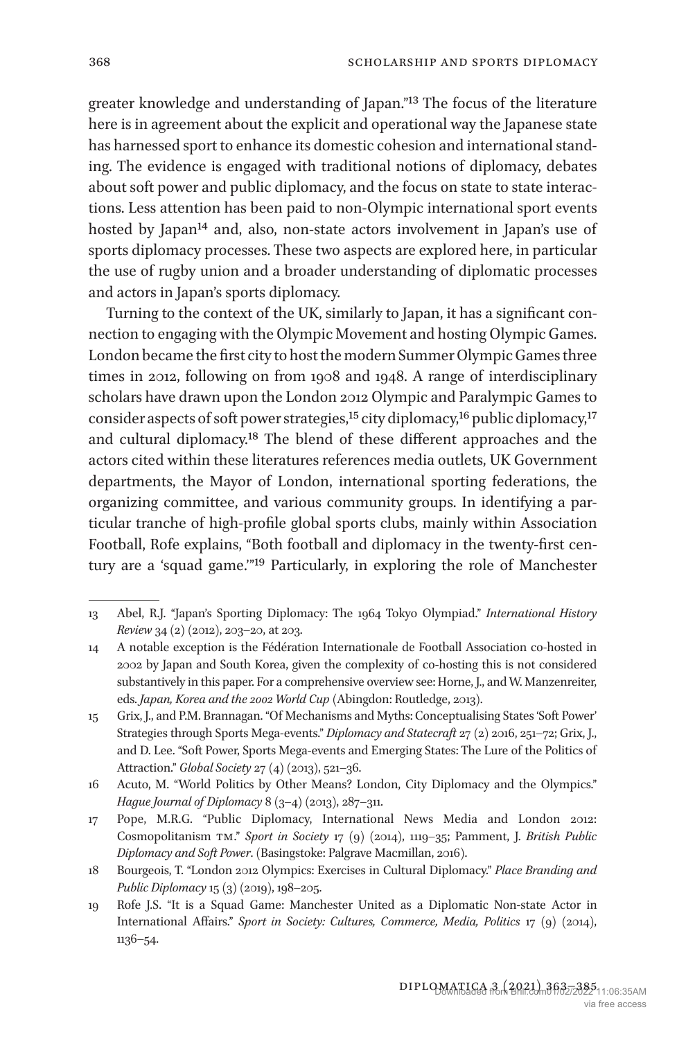greater knowledge and understanding of Japan."[13] The focus of the literature here is in agreement about the explicit and operational way the Japanese state has harnessed sport to enhance its domestic cohesion and international standing. The evidence is engaged with traditional notions of diplomacy, debates about soft power and public diplomacy, and the focus on state to state interactions. Less attention has been paid to non-Olympic international sport events hosted by Japan[14] and, also, non-state actors involvement in Japan's use of sports diplomacy processes. These two aspects are explored here, in particular the use of rugby union and a broader understanding of diplomatic processes and actors in Japan's sports diplomacy.

Turning to the context of the UK, similarly to Japan, it has a significant connection to engaging with the Olympic Movement and hosting Olympic Games. London became the first city to host the modern Summer Olympic Games three times in 2012, following on from 1908 and 1948. A range of interdisciplinary scholars have drawn upon the London 2012 Olympic and Paralympic Games to consider aspects of soft power strategies,[15] city diplomacy,[16] public diplomacy,[17] and cultural diplomacy.[18] The blend of these different approaches and the actors cited within these literatures references media outlets, UK Government departments, the Mayor of London, international sporting federations, the organizing committee, and various community groups. In identifying a particular tranche of high-profile global sports clubs, mainly within Association Football, Rofe explains, "Both football and diplomacy in the twenty-first century are a 'squad game.'"[19] Particularly, in exploring the role of Manchester

---

13 Abel, R.J. "Japan's Sporting Diplomacy: The 1964 Tokyo Olympiad." *International History Review* 34 (2) (2012), 203–20, at 203.

14 A notable exception is the Fédération Internationale de Football Association co-hosted in 2002 by Japan and South Korea, given the complexity of co-hosting this is not considered substantively in this paper. For a comprehensive overview see: Horne, J., and W. Manzenreiter, eds. *Japan, Korea and the 2002 World Cup* (Abingdon: Routledge, 2013).

15 Grix, J., and P.M. Brannagan. "Of Mechanisms and Myths: Conceptualising States 'Soft Power' Strategies through Sports Mega-events." *Diplomacy and Statecraft* 27 (2) 2016, 251–72; Grix, J., and D. Lee. "Soft Power, Sports Mega-events and Emerging States: The Lure of the Politics of Attraction." *Global Society* 27 (4) (2013), 521–36.

16 Acuto, M. "World Politics by Other Means? London, City Diplomacy and the Olympics." *Hague Journal of Diplomacy* 8 (3–4) (2013), 287–311.

17 Pope, M.R.G. "Public Diplomacy, International News Media and London 2012: Cosmopolitanism TM." *Sport in Society* 17 (9) (2014), 1119–35; Pamment, J. *British Public Diplomacy and Soft Power*. (Basingstoke: Palgrave Macmillan, 2016).

18 Bourgeois, T. "London 2012 Olympics: Exercises in Cultural Diplomacy." *Place Branding and Public Diplomacy* 15 (3) (2019), 198–205.

19 Rofe J.S. "It is a Squad Game: Manchester United as a Diplomatic Non-state Actor in International Affairs." *Sport in Society: Cultures, Commerce, Media, Politics* 17 (9) (2014), 1136–54.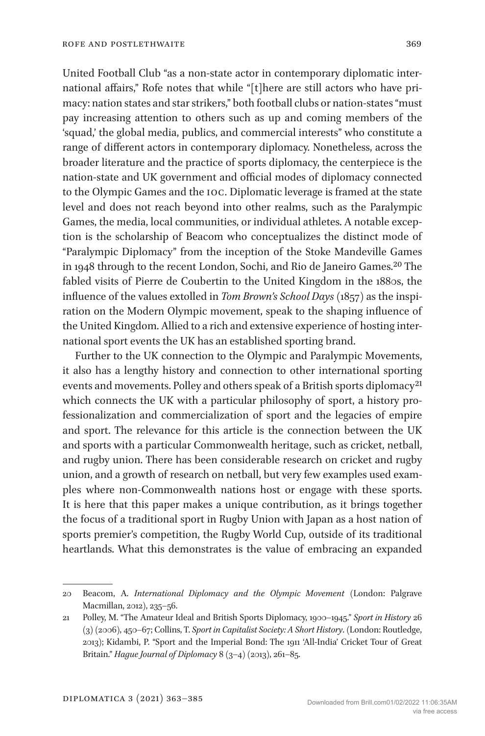United Football Club "as a non-state actor in contemporary diplomatic international affairs," Rofe notes that while "[t]here are still actors who have primacy: nation states and star strikers," both football clubs or nation-states "must pay increasing attention to others such as up and coming members of the 'squad,' the global media, publics, and commercial interests" who constitute a range of different actors in contemporary diplomacy. Nonetheless, across the broader literature and the practice of sports diplomacy, the centerpiece is the nation-state and UK government and official modes of diplomacy connected to the Olympic Games and the IOC. Diplomatic leverage is framed at the state level and does not reach beyond into other realms, such as the Paralympic Games, the media, local communities, or individual athletes. A notable exception is the scholarship of Beacom who conceptualizes the distinct mode of "Paralympic Diplomacy" from the inception of the Stoke Mandeville Games in 1948 through to the recent London, Sochi, and Rio de Janeiro Games.[20] The fabled visits of Pierre de Coubertin to the United Kingdom in the 1880s, the influence of the values extolled in *Tom Brown's School Days* (1857) as the inspiration on the Modern Olympic movement, speak to the shaping influence of the United Kingdom. Allied to a rich and extensive experience of hosting international sport events the UK has an established sporting brand.

Further to the UK connection to the Olympic and Paralympic Movements, it also has a lengthy history and connection to other international sporting events and movements. Polley and others speak of a British sports diplomacy[21] which connects the UK with a particular philosophy of sport, a history professionalization and commercialization of sport and the legacies of empire and sport. The relevance for this article is the connection between the UK and sports with a particular Commonwealth heritage, such as cricket, netball, and rugby union. There has been considerable research on cricket and rugby union, and a growth of research on netball, but very few examples used examples where non-Commonwealth nations host or engage with these sports. It is here that this paper makes a unique contribution, as it brings together the focus of a traditional sport in Rugby Union with Japan as a host nation of sports premier's competition, the Rugby World Cup, outside of its traditional heartlands. What this demonstrates is the value of embracing an expanded

---

20 Beacom, A. *International Diplomacy and the Olympic Movement* (London: Palgrave Macmillan, 2012), 235–56.

21 Polley, M. "The Amateur Ideal and British Sports Diplomacy, 1900–1945." *Sport in History* 26 (3) (2006), 450–67; Collins, T. *Sport in Capitalist Society: A Short History*. (London: Routledge, 2013); Kidambi, P. "Sport and the Imperial Bond: The 1911 'All-India' Cricket Tour of Great Britain." *Hague Journal of Diplomacy* 8 (3–4) (2013), 261–85.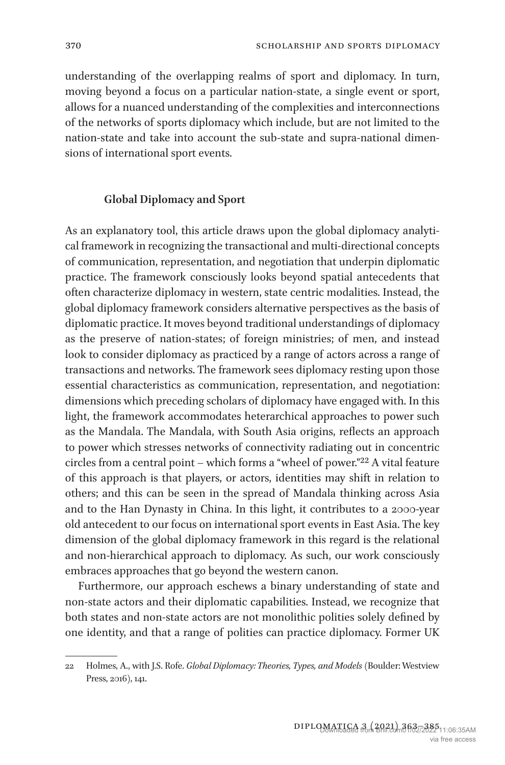understanding of the overlapping realms of sport and diplomacy. In turn, moving beyond a focus on a particular nation-state, a single event or sport, allows for a nuanced understanding of the complexities and interconnections of the networks of sports diplomacy which include, but are not limited to the nation-state and take into account the sub-state and supra-national dimensions of international sport events.

## Global Diplomacy and Sport

As an explanatory tool, this article draws upon the global diplomacy analytical framework in recognizing the transactional and multi-directional concepts of communication, representation, and negotiation that underpin diplomatic practice. The framework consciously looks beyond spatial antecedents that often characterize diplomacy in western, state centric modalities. Instead, the global diplomacy framework considers alternative perspectives as the basis of diplomatic practice. It moves beyond traditional understandings of diplomacy as the preserve of nation-states; of foreign ministries; of men, and instead look to consider diplomacy as practiced by a range of actors across a range of transactions and networks. The framework sees diplomacy resting upon those essential characteristics as communication, representation, and negotiation: dimensions which preceding scholars of diplomacy have engaged with. In this light, the framework accommodates heterarchical approaches to power such as the Mandala. The Mandala, with South Asia origins, reflects an approach to power which stresses networks of connectivity radiating out in concentric circles from a central point – which forms a "wheel of power."[22] A vital feature of this approach is that players, or actors, identities may shift in relation to others; and this can be seen in the spread of Mandala thinking across Asia and to the Han Dynasty in China. In this light, it contributes to a 2000-year old antecedent to our focus on international sport events in East Asia. The key dimension of the global diplomacy framework in this regard is the relational and non-hierarchical approach to diplomacy. As such, our work consciously embraces approaches that go beyond the western canon.

Furthermore, our approach eschews a binary understanding of state and non-state actors and their diplomatic capabilities. Instead, we recognize that both states and non-state actors are not monolithic polities solely defined by one identity, and that a range of polities can practice diplomacy. Former UK

---

22 Holmes, A., with J.S. Rofe. *Global Diplomacy: Theories, Types, and Models* (Boulder: Westview Press, 2016), 141.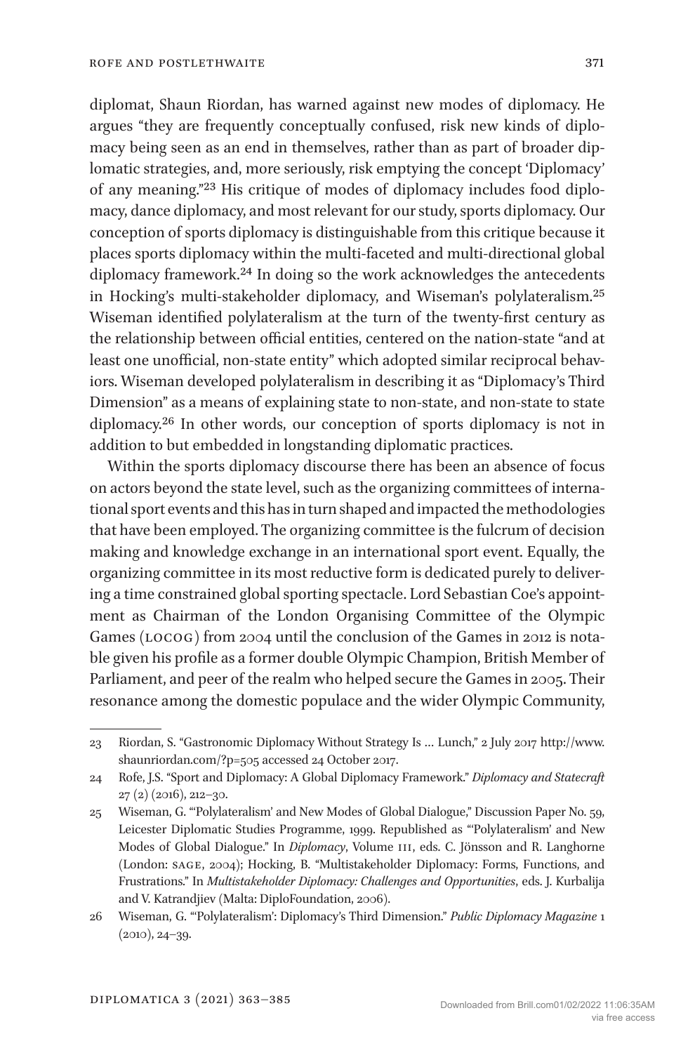diplomat, Shaun Riordan, has warned against new modes of diplomacy. He argues "they are frequently conceptually confused, risk new kinds of diplomacy being seen as an end in themselves, rather than as part of broader diplomatic strategies, and, more seriously, risk emptying the concept 'Diplomacy' of any meaning."[23] His critique of modes of diplomacy includes food diplomacy, dance diplomacy, and most relevant for our study, sports diplomacy. Our conception of sports diplomacy is distinguishable from this critique because it places sports diplomacy within the multi-faceted and multi-directional global diplomacy framework.[24] In doing so the work acknowledges the antecedents in Hocking's multi-stakeholder diplomacy, and Wiseman's polylateralism.[25] Wiseman identified polylateralism at the turn of the twenty-first century as the relationship between official entities, centered on the nation-state "and at least one unofficial, non-state entity" which adopted similar reciprocal behaviors. Wiseman developed polylateralism in describing it as "Diplomacy's Third Dimension" as a means of explaining state to non-state, and non-state to state diplomacy.[26] In other words, our conception of sports diplomacy is not in addition to but embedded in longstanding diplomatic practices.

Within the sports diplomacy discourse there has been an absence of focus on actors beyond the state level, such as the organizing committees of international sport events and this has in turn shaped and impacted the methodologies that have been employed. The organizing committee is the fulcrum of decision making and knowledge exchange in an international sport event. Equally, the organizing committee in its most reductive form is dedicated purely to delivering a time constrained global sporting spectacle. Lord Sebastian Coe's appointment as Chairman of the London Organising Committee of the Olympic Games (LOCOG) from 2004 until the conclusion of the Games in 2012 is notable given his profile as a former double Olympic Champion, British Member of Parliament, and peer of the realm who helped secure the Games in 2005. Their resonance among the domestic populace and the wider Olympic Community,

---

23 Riordan, S. "Gastronomic Diplomacy Without Strategy Is … Lunch," 2 July 2017 http://www.shaunriordan.com/?p=505 accessed 24 October 2017.

24 Rofe, J.S. "Sport and Diplomacy: A Global Diplomacy Framework." *Diplomacy and Statecraft* 27 (2) (2016), 212–30.

25 Wiseman, G. "'Polylateralism' and New Modes of Global Dialogue," Discussion Paper No. 59, Leicester Diplomatic Studies Programme, 1999. Republished as "'Polylateralism' and New Modes of Global Dialogue." In *Diplomacy*, Volume III, eds. C. Jönsson and R. Langhorne (London: SAGE, 2004); Hocking, B. "Multistakeholder Diplomacy: Forms, Functions, and Frustrations." In *Multistakeholder Diplomacy: Challenges and Opportunities*, eds. J. Kurbalija and V. Katrandjiev (Malta: DiploFoundation, 2006).

26 Wiseman, G. "'Polylateralism': Diplomacy's Third Dimension." *Public Diplomacy Magazine* 1 (2010), 24–39.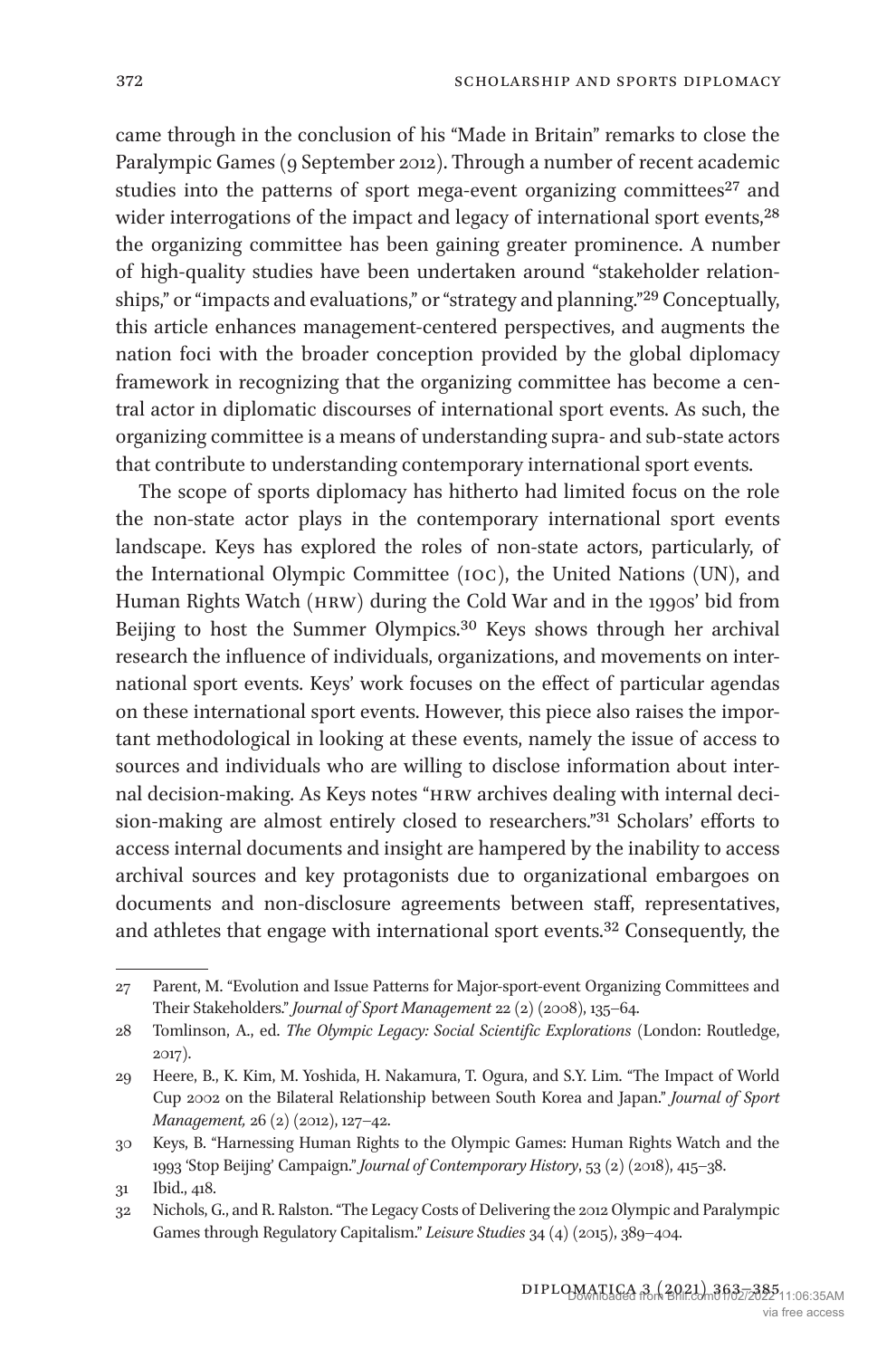came through in the conclusion of his "Made in Britain" remarks to close the Paralympic Games (9 September 2012). Through a number of recent academic studies into the patterns of sport mega-event organizing committees[27] and wider interrogations of the impact and legacy of international sport events,[28] the organizing committee has been gaining greater prominence. A number of high-quality studies have been undertaken around "stakeholder relationships," or "impacts and evaluations," or "strategy and planning."[29] Conceptually, this article enhances management-centered perspectives, and augments the nation foci with the broader conception provided by the global diplomacy framework in recognizing that the organizing committee has become a central actor in diplomatic discourses of international sport events. As such, the organizing committee is a means of understanding supra- and sub-state actors that contribute to understanding contemporary international sport events.

The scope of sports diplomacy has hitherto had limited focus on the role the non-state actor plays in the contemporary international sport events landscape. Keys has explored the roles of non-state actors, particularly, of the International Olympic Committee (IOC), the United Nations (UN), and Human Rights Watch (HRW) during the Cold War and in the 1990s' bid from Beijing to host the Summer Olympics.[30] Keys shows through her archival research the influence of individuals, organizations, and movements on international sport events. Keys' work focuses on the effect of particular agendas on these international sport events. However, this piece also raises the important methodological in looking at these events, namely the issue of access to sources and individuals who are willing to disclose information about internal decision-making. As Keys notes "HRW archives dealing with internal decision-making are almost entirely closed to researchers."[31] Scholars' efforts to access internal documents and insight are hampered by the inability to access archival sources and key protagonists due to organizational embargoes on documents and non-disclosure agreements between staff, representatives, and athletes that engage with international sport events.[32] Consequently, the

---

27 Parent, M. "Evolution and Issue Patterns for Major-sport-event Organizing Committees and Their Stakeholders." *Journal of Sport Management* 22 (2) (2008), 135–64.

28 Tomlinson, A., ed. *The Olympic Legacy: Social Scientific Explorations* (London: Routledge, 2017).

29 Heere, B., K. Kim, M. Yoshida, H. Nakamura, T. Ogura, and S.Y. Lim. "The Impact of World Cup 2002 on the Bilateral Relationship between South Korea and Japan." *Journal of Sport Management,* 26 (2) (2012), 127–42.

30 Keys, B. "Harnessing Human Rights to the Olympic Games: Human Rights Watch and the 1993 'Stop Beijing' Campaign." *Journal of Contemporary History*, 53 (2) (2018), 415–38.

31 Ibid., 418.

32 Nichols, G., and R. Ralston. "The Legacy Costs of Delivering the 2012 Olympic and Paralympic Games through Regulatory Capitalism." *Leisure Studies* 34 (4) (2015), 389–404.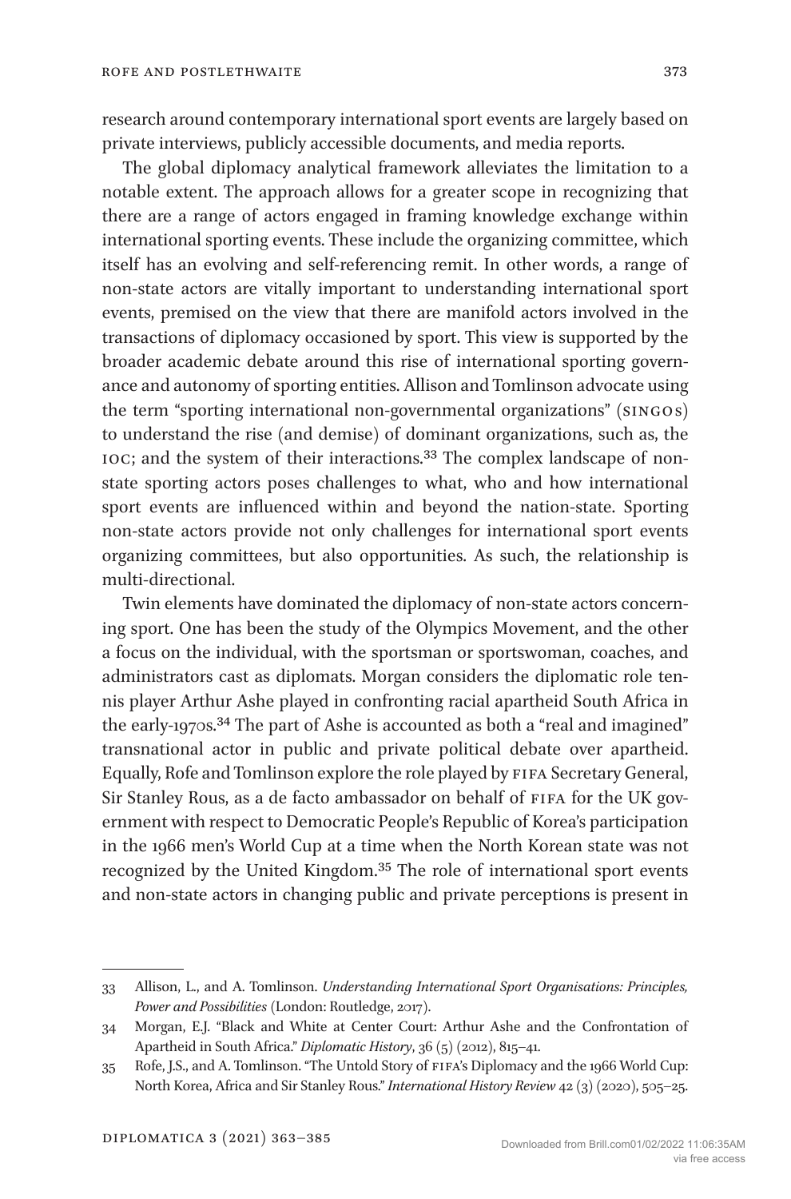research around contemporary international sport events are largely based on private interviews, publicly accessible documents, and media reports.

The global diplomacy analytical framework alleviates the limitation to a notable extent. The approach allows for a greater scope in recognizing that there are a range of actors engaged in framing knowledge exchange within international sporting events. These include the organizing committee, which itself has an evolving and self-referencing remit. In other words, a range of non-state actors are vitally important to understanding international sport events, premised on the view that there are manifold actors involved in the transactions of diplomacy occasioned by sport. This view is supported by the broader academic debate around this rise of international sporting governance and autonomy of sporting entities. Allison and Tomlinson advocate using the term "sporting international non-governmental organizations" (SINGOs) to understand the rise (and demise) of dominant organizations, such as, the IOC; and the system of their interactions.[33] The complex landscape of non-state sporting actors poses challenges to what, who and how international sport events are influenced within and beyond the nation-state. Sporting non-state actors provide not only challenges for international sport events organizing committees, but also opportunities. As such, the relationship is multi-directional.

Twin elements have dominated the diplomacy of non-state actors concerning sport. One has been the study of the Olympics Movement, and the other a focus on the individual, with the sportsman or sportswoman, coaches, and administrators cast as diplomats. Morgan considers the diplomatic role tennis player Arthur Ashe played in confronting racial apartheid South Africa in the early-1970s.[34] The part of Ashe is accounted as both a "real and imagined" transnational actor in public and private political debate over apartheid. Equally, Rofe and Tomlinson explore the role played by FIFA Secretary General, Sir Stanley Rous, as a de facto ambassador on behalf of FIFA for the UK government with respect to Democratic People's Republic of Korea's participation in the 1966 men's World Cup at a time when the North Korean state was not recognized by the United Kingdom.[35] The role of international sport events and non-state actors in changing public and private perceptions is present in

---

33 Allison, L., and A. Tomlinson. *Understanding International Sport Organisations: Principles, Power and Possibilities* (London: Routledge, 2017).

34 Morgan, E.J. "Black and White at Center Court: Arthur Ashe and the Confrontation of Apartheid in South Africa." *Diplomatic History*, 36 (5) (2012), 815–41.

35 Rofe, J.S., and A. Tomlinson. "The Untold Story of FIFA's Diplomacy and the 1966 World Cup: North Korea, Africa and Sir Stanley Rous." *International History Review* 42 (3) (2020), 505–25.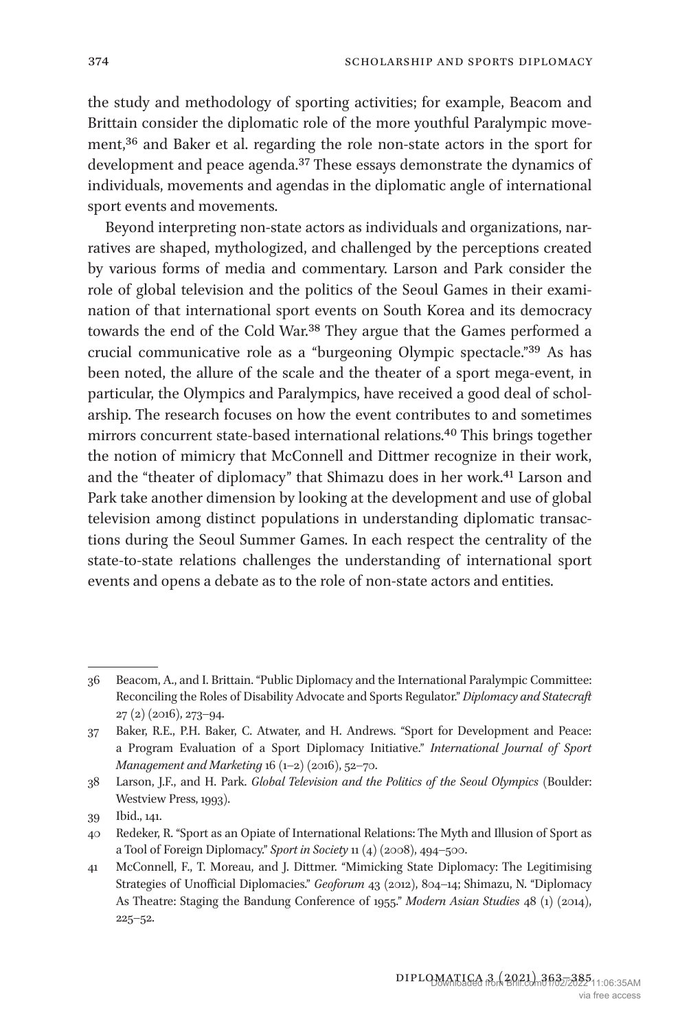the study and methodology of sporting activities; for example, Beacom and Brittain consider the diplomatic role of the more youthful Paralympic movement,[36] and Baker et al. regarding the role non-state actors in the sport for development and peace agenda.[37] These essays demonstrate the dynamics of individuals, movements and agendas in the diplomatic angle of international sport events and movements.

Beyond interpreting non-state actors as individuals and organizations, narratives are shaped, mythologized, and challenged by the perceptions created by various forms of media and commentary. Larson and Park consider the role of global television and the politics of the Seoul Games in their examination of that international sport events on South Korea and its democracy towards the end of the Cold War.[38] They argue that the Games performed a crucial communicative role as a "burgeoning Olympic spectacle."[39] As has been noted, the allure of the scale and the theater of a sport mega-event, in particular, the Olympics and Paralympics, have received a good deal of scholarship. The research focuses on how the event contributes to and sometimes mirrors concurrent state-based international relations.[40] This brings together the notion of mimicry that McConnell and Dittmer recognize in their work, and the "theater of diplomacy" that Shimazu does in her work.[41] Larson and Park take another dimension by looking at the development and use of global television among distinct populations in understanding diplomatic transactions during the Seoul Summer Games. In each respect the centrality of the state-to-state relations challenges the understanding of international sport events and opens a debate as to the role of non-state actors and entities.

---

36 Beacom, A., and I. Brittain. "Public Diplomacy and the International Paralympic Committee: Reconciling the Roles of Disability Advocate and Sports Regulator." *Diplomacy and Statecraft* 27 (2) (2016), 273–94.

37 Baker, R.E., P.H. Baker, C. Atwater, and H. Andrews. "Sport for Development and Peace: a Program Evaluation of a Sport Diplomacy Initiative." *International Journal of Sport Management and Marketing* 16 (1–2) (2016), 52–70.

38 Larson, J.F., and H. Park. *Global Television and the Politics of the Seoul Olympics* (Boulder: Westview Press, 1993).

39 Ibid., 141.

40 Redeker, R. "Sport as an Opiate of International Relations: The Myth and Illusion of Sport as a Tool of Foreign Diplomacy." *Sport in Society* 11 (4) (2008), 494–500.

41 McConnell, F., T. Moreau, and J. Dittmer. "Mimicking State Diplomacy: The Legitimising Strategies of Unofficial Diplomacies." *Geoforum* 43 (2012), 804–14; Shimazu, N. "Diplomacy As Theatre: Staging the Bandung Conference of 1955." *Modern Asian Studies* 48 (1) (2014), 225–52.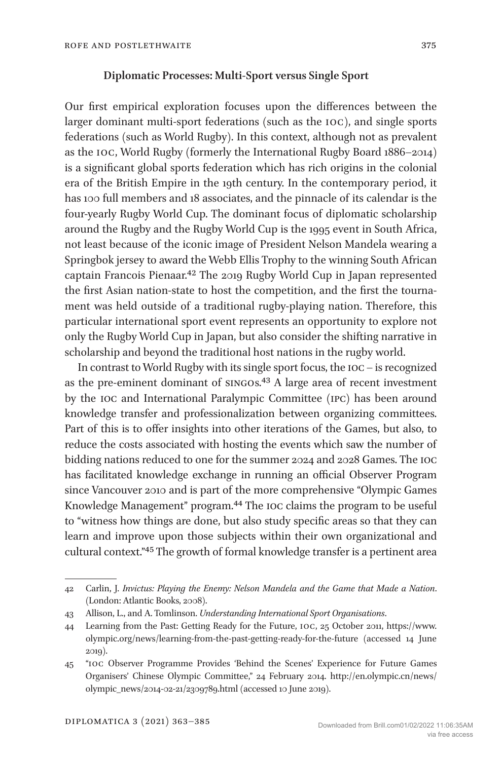### Diplomatic Processes: Multi-Sport versus Single Sport

Our first empirical exploration focuses upon the differences between the larger dominant multi-sport federations (such as the IOC), and single sports federations (such as World Rugby). In this context, although not as prevalent as the IOC, World Rugby (formerly the International Rugby Board 1886–2014) is a significant global sports federation which has rich origins in the colonial era of the British Empire in the 19th century. In the contemporary period, it has 100 full members and 18 associates, and the pinnacle of its calendar is the four-yearly Rugby World Cup. The dominant focus of diplomatic scholarship around the Rugby and the Rugby World Cup is the 1995 event in South Africa, not least because of the iconic image of President Nelson Mandela wearing a Springbok jersey to award the Webb Ellis Trophy to the winning South African captain Francois Pienaar.[42] The 2019 Rugby World Cup in Japan represented the first Asian nation-state to host the competition, and the first the tournament was held outside of a traditional rugby-playing nation. Therefore, this particular international sport event represents an opportunity to explore not only the Rugby World Cup in Japan, but also consider the shifting narrative in scholarship and beyond the traditional host nations in the rugby world.

In contrast to World Rugby with its single sport focus, the IOC – is recognized as the pre-eminent dominant of SINGOs.[43] A large area of recent investment by the IOC and International Paralympic Committee (IPC) has been around knowledge transfer and professionalization between organizing committees. Part of this is to offer insights into other iterations of the Games, but also, to reduce the costs associated with hosting the events which saw the number of bidding nations reduced to one for the summer 2024 and 2028 Games. The IOC has facilitated knowledge exchange in running an official Observer Program since Vancouver 2010 and is part of the more comprehensive "Olympic Games Knowledge Management" program.[44] The IOC claims the program to be useful to "witness how things are done, but also study specific areas so that they can learn and improve upon those subjects within their own organizational and cultural context."[45] The growth of formal knowledge transfer is a pertinent area

---

42 Carlin, J. *Invictus: Playing the Enemy: Nelson Mandela and the Game that Made a Nation*. (London: Atlantic Books, 2008).

43 Allison, L., and A. Tomlinson. *Understanding International Sport Organisations*.

44 Learning from the Past: Getting Ready for the Future, IOC, 25 October 2011, https://www.olympic.org/news/learning-from-the-past-getting-ready-for-the-future (accessed 14 June 2019).

45 "IOC Observer Programme Provides 'Behind the Scenes' Experience for Future Games Organisers' Chinese Olympic Committee," 24 February 2014. http://en.olympic.cn/news/olympic_news/2014-02-21/2309789.html (accessed 10 June 2019).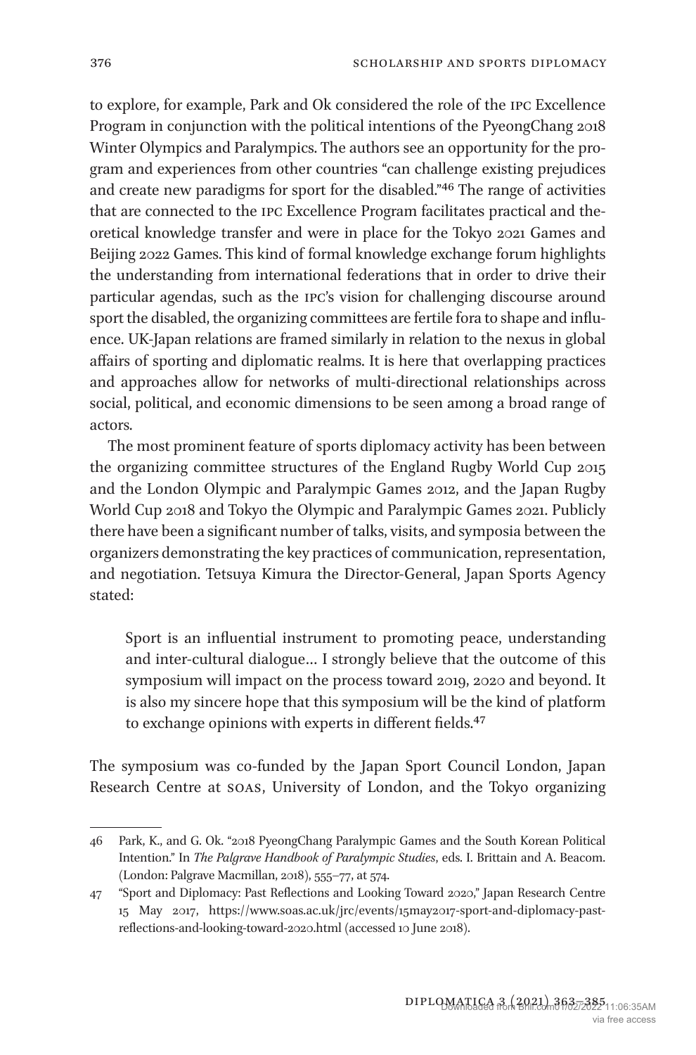to explore, for example, Park and Ok considered the role of the IPC Excellence Program in conjunction with the political intentions of the PyeongChang 2018 Winter Olympics and Paralympics. The authors see an opportunity for the program and experiences from other countries "can challenge existing prejudices and create new paradigms for sport for the disabled."[46] The range of activities that are connected to the IPC Excellence Program facilitates practical and theoretical knowledge transfer and were in place for the Tokyo 2021 Games and Beijing 2022 Games. This kind of formal knowledge exchange forum highlights the understanding from international federations that in order to drive their particular agendas, such as the IPC's vision for challenging discourse around sport the disabled, the organizing committees are fertile fora to shape and influence. UK-Japan relations are framed similarly in relation to the nexus in global affairs of sporting and diplomatic realms. It is here that overlapping practices and approaches allow for networks of multi-directional relationships across social, political, and economic dimensions to be seen among a broad range of actors.

The most prominent feature of sports diplomacy activity has been between the organizing committee structures of the England Rugby World Cup 2015 and the London Olympic and Paralympic Games 2012, and the Japan Rugby World Cup 2018 and Tokyo the Olympic and Paralympic Games 2021. Publicly there have been a significant number of talks, visits, and symposia between the organizers demonstrating the key practices of communication, representation, and negotiation. Tetsuya Kimura the Director-General, Japan Sports Agency stated:

> Sport is an influential instrument to promoting peace, understanding and inter-cultural dialogue… I strongly believe that the outcome of this symposium will impact on the process toward 2019, 2020 and beyond. It is also my sincere hope that this symposium will be the kind of platform to exchange opinions with experts in different fields.[47]

The symposium was co-funded by the Japan Sport Council London, Japan Research Centre at SOAS, University of London, and the Tokyo organizing

---

46 Park, K., and G. Ok. "2018 PyeongChang Paralympic Games and the South Korean Political Intention." In *The Palgrave Handbook of Paralympic Studies*, eds. I. Brittain and A. Beacom. (London: Palgrave Macmillan, 2018), 555–77, at 574.

47 "Sport and Diplomacy: Past Reflections and Looking Toward 2020," Japan Research Centre 15 May 2017, https://www.soas.ac.uk/jrc/events/15may2017-sport-and-diplomacy-past-reflections-and-looking-toward-2020.html (accessed 10 June 2018).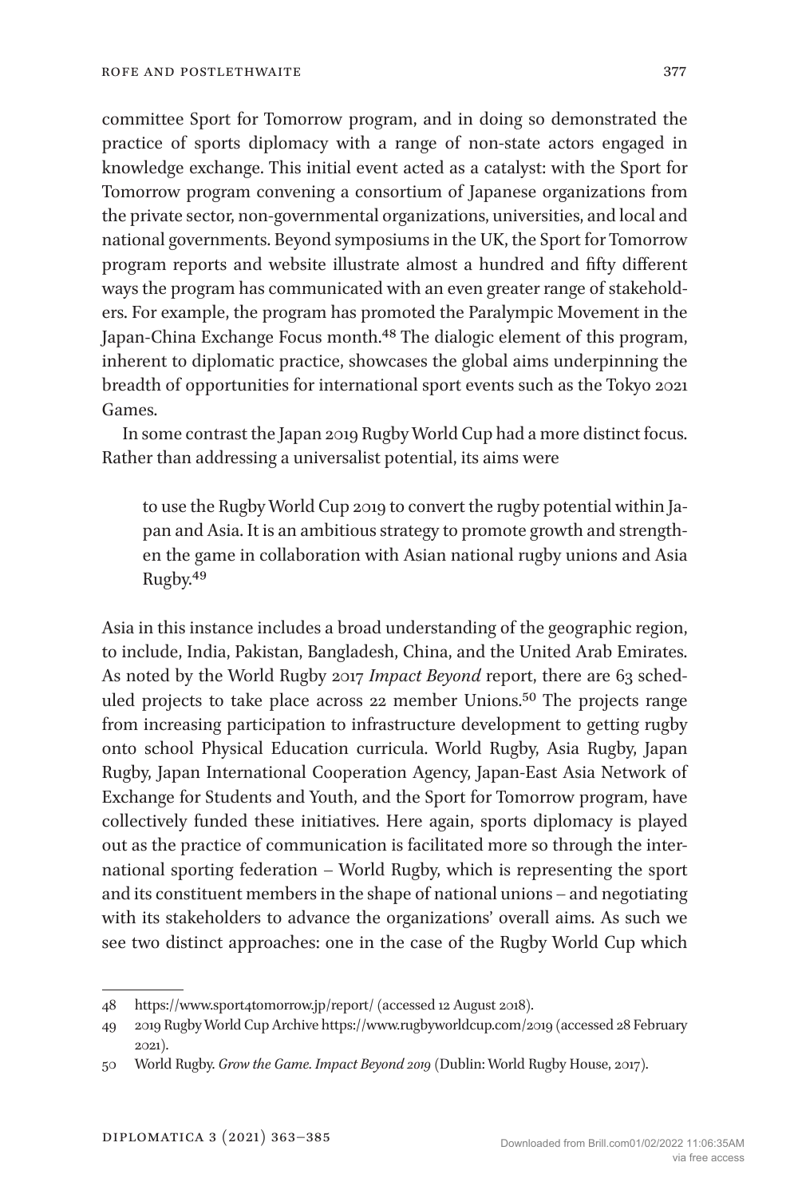committee Sport for Tomorrow program, and in doing so demonstrated the practice of sports diplomacy with a range of non-state actors engaged in knowledge exchange. This initial event acted as a catalyst: with the Sport for Tomorrow program convening a consortium of Japanese organizations from the private sector, non-governmental organizations, universities, and local and national governments. Beyond symposiums in the UK, the Sport for Tomorrow program reports and website illustrate almost a hundred and fifty different ways the program has communicated with an even greater range of stakeholders. For example, the program has promoted the Paralympic Movement in the Japan-China Exchange Focus month.[48] The dialogic element of this program, inherent to diplomatic practice, showcases the global aims underpinning the breadth of opportunities for international sport events such as the Tokyo 2021 Games.

In some contrast the Japan 2019 Rugby World Cup had a more distinct focus. Rather than addressing a universalist potential, its aims were

> to use the Rugby World Cup 2019 to convert the rugby potential within Japan and Asia. It is an ambitious strategy to promote growth and strengthen the game in collaboration with Asian national rugby unions and Asia Rugby.[49]

Asia in this instance includes a broad understanding of the geographic region, to include, India, Pakistan, Bangladesh, China, and the United Arab Emirates. As noted by the World Rugby 2017 *Impact Beyond* report, there are 63 scheduled projects to take place across 22 member Unions.[50] The projects range from increasing participation to infrastructure development to getting rugby onto school Physical Education curricula. World Rugby, Asia Rugby, Japan Rugby, Japan International Cooperation Agency, Japan-East Asia Network of Exchange for Students and Youth, and the Sport for Tomorrow program, have collectively funded these initiatives. Here again, sports diplomacy is played out as the practice of communication is facilitated more so through the international sporting federation – World Rugby, which is representing the sport and its constituent members in the shape of national unions – and negotiating with its stakeholders to advance the organizations' overall aims. As such we see two distinct approaches: one in the case of the Rugby World Cup which

---

48 https://www.sport4tomorrow.jp/report/ (accessed 12 August 2018).

49 2019 Rugby World Cup Archive https://www.rugbyworldcup.com/2019 (accessed 28 February 2021).

50 World Rugby. *Grow the Game. Impact Beyond 2019* (Dublin: World Rugby House, 2017).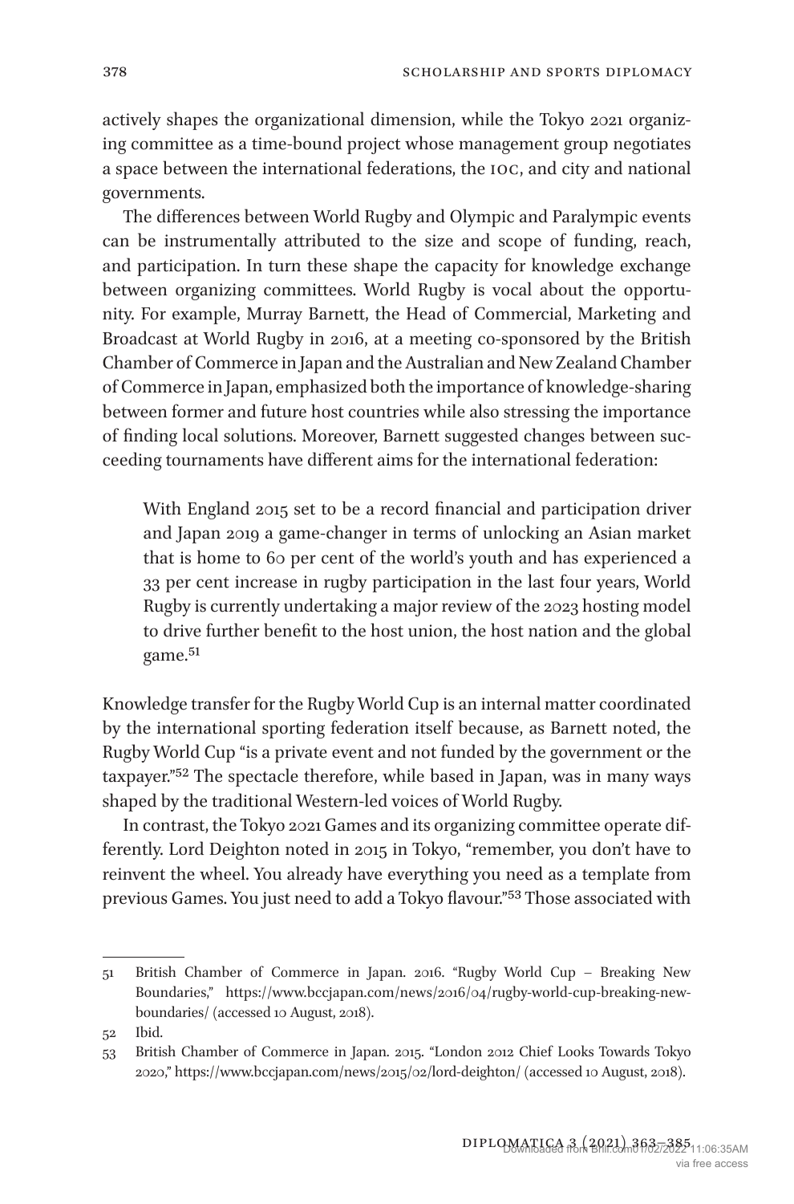actively shapes the organizational dimension, while the Tokyo 2021 organizing committee as a time-bound project whose management group negotiates a space between the international federations, the IOC, and city and national governments.

The differences between World Rugby and Olympic and Paralympic events can be instrumentally attributed to the size and scope of funding, reach, and participation. In turn these shape the capacity for knowledge exchange between organizing committees. World Rugby is vocal about the opportunity. For example, Murray Barnett, the Head of Commercial, Marketing and Broadcast at World Rugby in 2016, at a meeting co-sponsored by the British Chamber of Commerce in Japan and the Australian and New Zealand Chamber of Commerce in Japan, emphasized both the importance of knowledge-sharing between former and future host countries while also stressing the importance of finding local solutions. Moreover, Barnett suggested changes between succeeding tournaments have different aims for the international federation:

> With England 2015 set to be a record financial and participation driver and Japan 2019 a game-changer in terms of unlocking an Asian market that is home to 60 per cent of the world's youth and has experienced a 33 per cent increase in rugby participation in the last four years, World Rugby is currently undertaking a major review of the 2023 hosting model to drive further benefit to the host union, the host nation and the global game.[51]

Knowledge transfer for the Rugby World Cup is an internal matter coordinated by the international sporting federation itself because, as Barnett noted, the Rugby World Cup "is a private event and not funded by the government or the taxpayer."[52] The spectacle therefore, while based in Japan, was in many ways shaped by the traditional Western-led voices of World Rugby.

In contrast, the Tokyo 2021 Games and its organizing committee operate differently. Lord Deighton noted in 2015 in Tokyo, "remember, you don't have to reinvent the wheel. You already have everything you need as a template from previous Games. You just need to add a Tokyo flavour."[53] Those associated with

---

51 British Chamber of Commerce in Japan. 2016. "Rugby World Cup – Breaking New Boundaries," https://www.bccjapan.com/news/2016/04/rugby-world-cup-breaking-new-boundaries/ (accessed 10 August, 2018).

52 Ibid.

53 British Chamber of Commerce in Japan. 2015. "London 2012 Chief Looks Towards Tokyo 2020," https://www.bccjapan.com/news/2015/02/lord-deighton/ (accessed 10 August, 2018).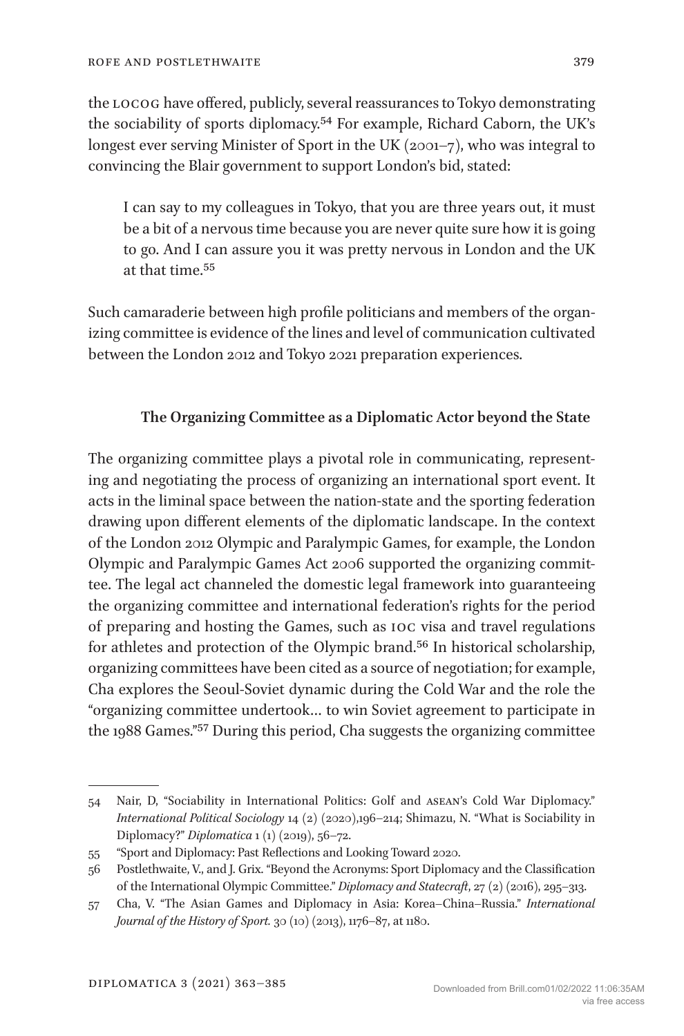the LOCOG have offered, publicly, several reassurances to Tokyo demonstrating the sociability of sports diplomacy.[54] For example, Richard Caborn, the UK's longest ever serving Minister of Sport in the UK (2001–7), who was integral to convincing the Blair government to support London's bid, stated:

> I can say to my colleagues in Tokyo, that you are three years out, it must be a bit of a nervous time because you are never quite sure how it is going to go. And I can assure you it was pretty nervous in London and the UK at that time.[55]

Such camaraderie between high profile politicians and members of the organizing committee is evidence of the lines and level of communication cultivated between the London 2012 and Tokyo 2021 preparation experiences.

## The Organizing Committee as a Diplomatic Actor beyond the State

The organizing committee plays a pivotal role in communicating, representing and negotiating the process of organizing an international sport event. It acts in the liminal space between the nation-state and the sporting federation drawing upon different elements of the diplomatic landscape. In the context of the London 2012 Olympic and Paralympic Games, for example, the London Olympic and Paralympic Games Act 2006 supported the organizing committee. The legal act channeled the domestic legal framework into guaranteeing the organizing committee and international federation's rights for the period of preparing and hosting the Games, such as IOC visa and travel regulations for athletes and protection of the Olympic brand.[56] In historical scholarship, organizing committees have been cited as a source of negotiation; for example, Cha explores the Seoul-Soviet dynamic during the Cold War and the role the "organizing committee undertook… to win Soviet agreement to participate in the 1988 Games."[57] During this period, Cha suggests the organizing committee

---

54 Nair, D, "Sociability in International Politics: Golf and ASEAN's Cold War Diplomacy." *International Political Sociology* 14 (2) (2020),196–214; Shimazu, N. "What is Sociability in Diplomacy?" *Diplomatica* 1 (1) (2019), 56–72.

55 "Sport and Diplomacy: Past Reflections and Looking Toward 2020.

56 Postlethwaite, V., and J. Grix. "Beyond the Acronyms: Sport Diplomacy and the Classification of the International Olympic Committee." *Diplomacy and Statecraft*, 27 (2) (2016), 295–313.

57 Cha, V. "The Asian Games and Diplomacy in Asia: Korea–China–Russia." *International Journal of the History of Sport.* 30 (10) (2013), 1176–87, at 1180.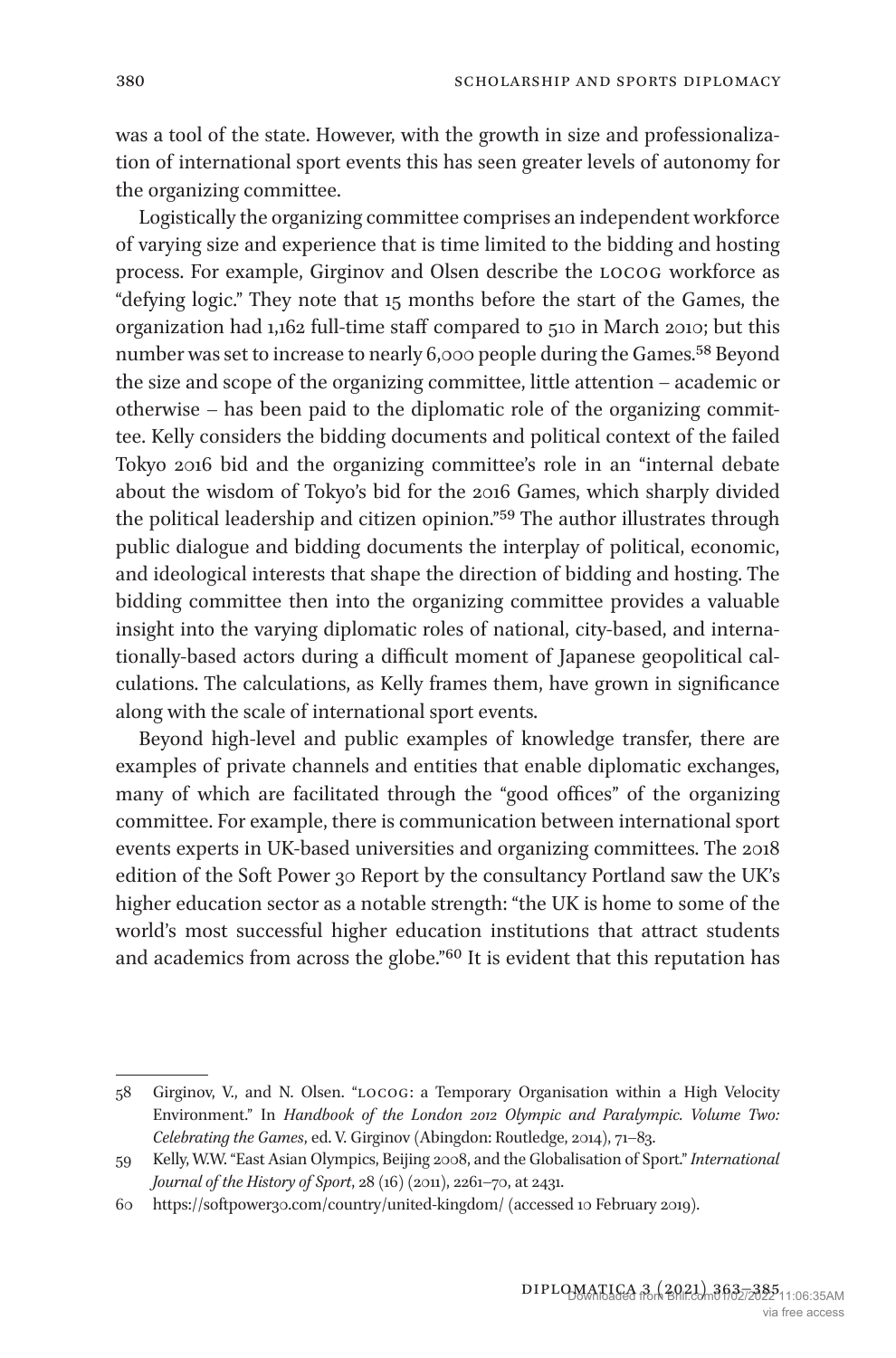was a tool of the state. However, with the growth in size and professionalization of international sport events this has seen greater levels of autonomy for the organizing committee.

Logistically the organizing committee comprises an independent workforce of varying size and experience that is time limited to the bidding and hosting process. For example, Girginov and Olsen describe the LOCOG workforce as "defying logic." They note that 15 months before the start of the Games, the organization had 1,162 full-time staff compared to 510 in March 2010; but this number was set to increase to nearly 6,000 people during the Games.[58] Beyond the size and scope of the organizing committee, little attention – academic or otherwise – has been paid to the diplomatic role of the organizing committee. Kelly considers the bidding documents and political context of the failed Tokyo 2016 bid and the organizing committee's role in an "internal debate about the wisdom of Tokyo's bid for the 2016 Games, which sharply divided the political leadership and citizen opinion."[59] The author illustrates through public dialogue and bidding documents the interplay of political, economic, and ideological interests that shape the direction of bidding and hosting. The bidding committee then into the organizing committee provides a valuable insight into the varying diplomatic roles of national, city-based, and internationally-based actors during a difficult moment of Japanese geopolitical calculations. The calculations, as Kelly frames them, have grown in significance along with the scale of international sport events.

Beyond high-level and public examples of knowledge transfer, there are examples of private channels and entities that enable diplomatic exchanges, many of which are facilitated through the "good offices" of the organizing committee. For example, there is communication between international sport events experts in UK-based universities and organizing committees. The 2018 edition of the Soft Power 30 Report by the consultancy Portland saw the UK's higher education sector as a notable strength: "the UK is home to some of the world's most successful higher education institutions that attract students and academics from across the globe."[60] It is evident that this reputation has

---

58 Girginov, V., and N. Olsen. "LOCOG: a Temporary Organisation within a High Velocity Environment." In *Handbook of the London 2012 Olympic and Paralympic. Volume Two: Celebrating the Games*, ed. V. Girginov (Abingdon: Routledge, 2014), 71–83.

59 Kelly, W.W. "East Asian Olympics, Beijing 2008, and the Globalisation of Sport." *International Journal of the History of Sport*, 28 (16) (2011), 2261–70, at 2431.

60 https://softpower30.com/country/united-kingdom/ (accessed 10 February 2019).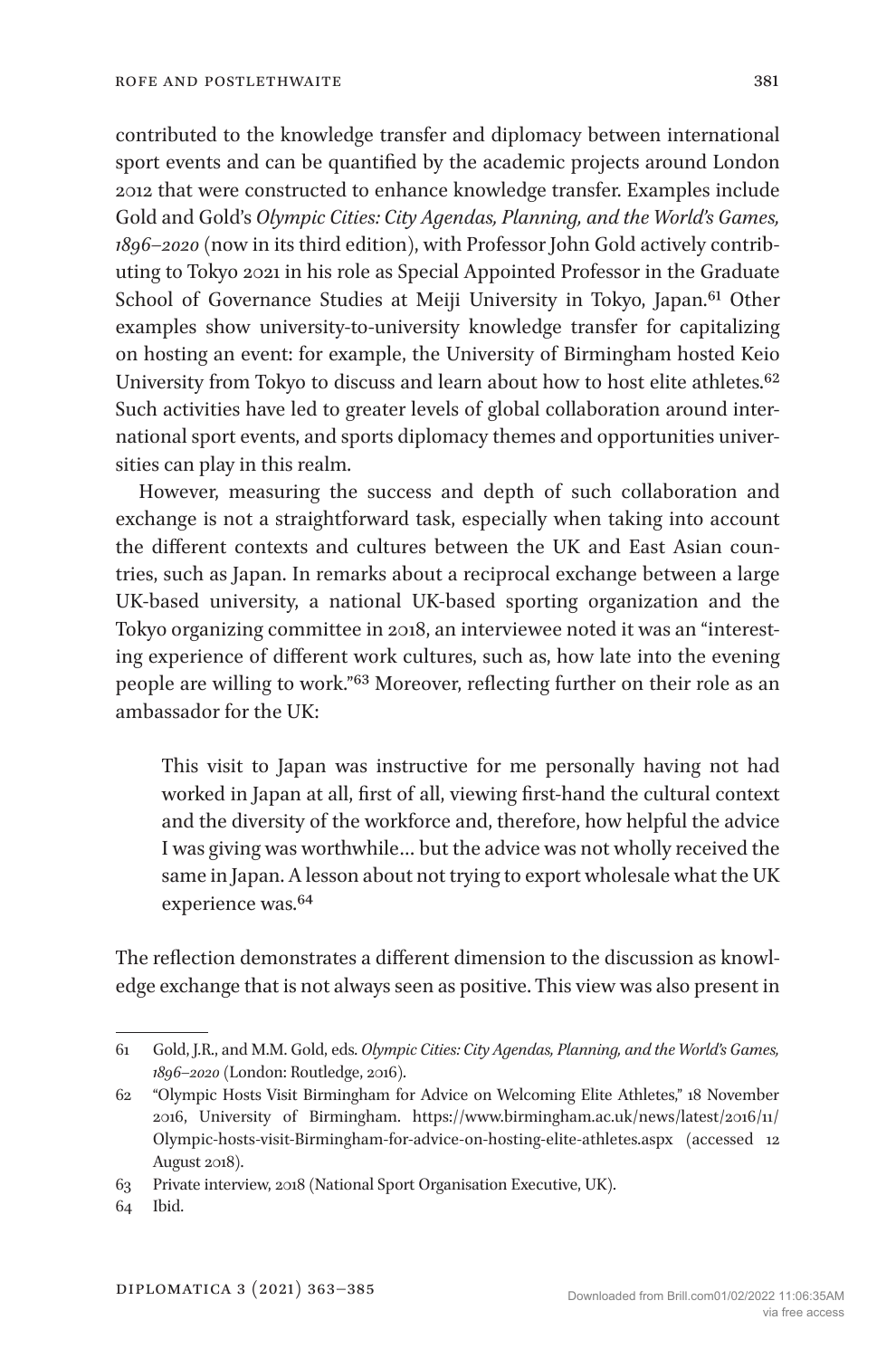contributed to the knowledge transfer and diplomacy between international sport events and can be quantified by the academic projects around London 2012 that were constructed to enhance knowledge transfer. Examples include Gold and Gold's *Olympic Cities: City Agendas, Planning, and the World's Games, 1896–2020* (now in its third edition), with Professor John Gold actively contributing to Tokyo 2021 in his role as Special Appointed Professor in the Graduate School of Governance Studies at Meiji University in Tokyo, Japan.[61] Other examples show university-to-university knowledge transfer for capitalizing on hosting an event: for example, the University of Birmingham hosted Keio University from Tokyo to discuss and learn about how to host elite athletes.[62] Such activities have led to greater levels of global collaboration around international sport events, and sports diplomacy themes and opportunities universities can play in this realm.

However, measuring the success and depth of such collaboration and exchange is not a straightforward task, especially when taking into account the different contexts and cultures between the UK and East Asian countries, such as Japan. In remarks about a reciprocal exchange between a large UK-based university, a national UK-based sporting organization and the Tokyo organizing committee in 2018, an interviewee noted it was an "interesting experience of different work cultures, such as, how late into the evening people are willing to work."[63] Moreover, reflecting further on their role as an ambassador for the UK:

> This visit to Japan was instructive for me personally having not had worked in Japan at all, first of all, viewing first-hand the cultural context and the diversity of the workforce and, therefore, how helpful the advice I was giving was worthwhile… but the advice was not wholly received the same in Japan. A lesson about not trying to export wholesale what the UK experience was.[64]

The reflection demonstrates a different dimension to the discussion as knowledge exchange that is not always seen as positive. This view was also present in

---

61 Gold, J.R., and M.M. Gold, eds. *Olympic Cities: City Agendas, Planning, and the World's Games, 1896–2020* (London: Routledge, 2016).

62 "Olympic Hosts Visit Birmingham for Advice on Welcoming Elite Athletes," 18 November 2016, University of Birmingham. https://www.birmingham.ac.uk/news/latest/2016/11/Olympic-hosts-visit-Birmingham-for-advice-on-hosting-elite-athletes.aspx (accessed 12 August 2018).

63 Private interview, 2018 (National Sport Organisation Executive, UK).

64 Ibid.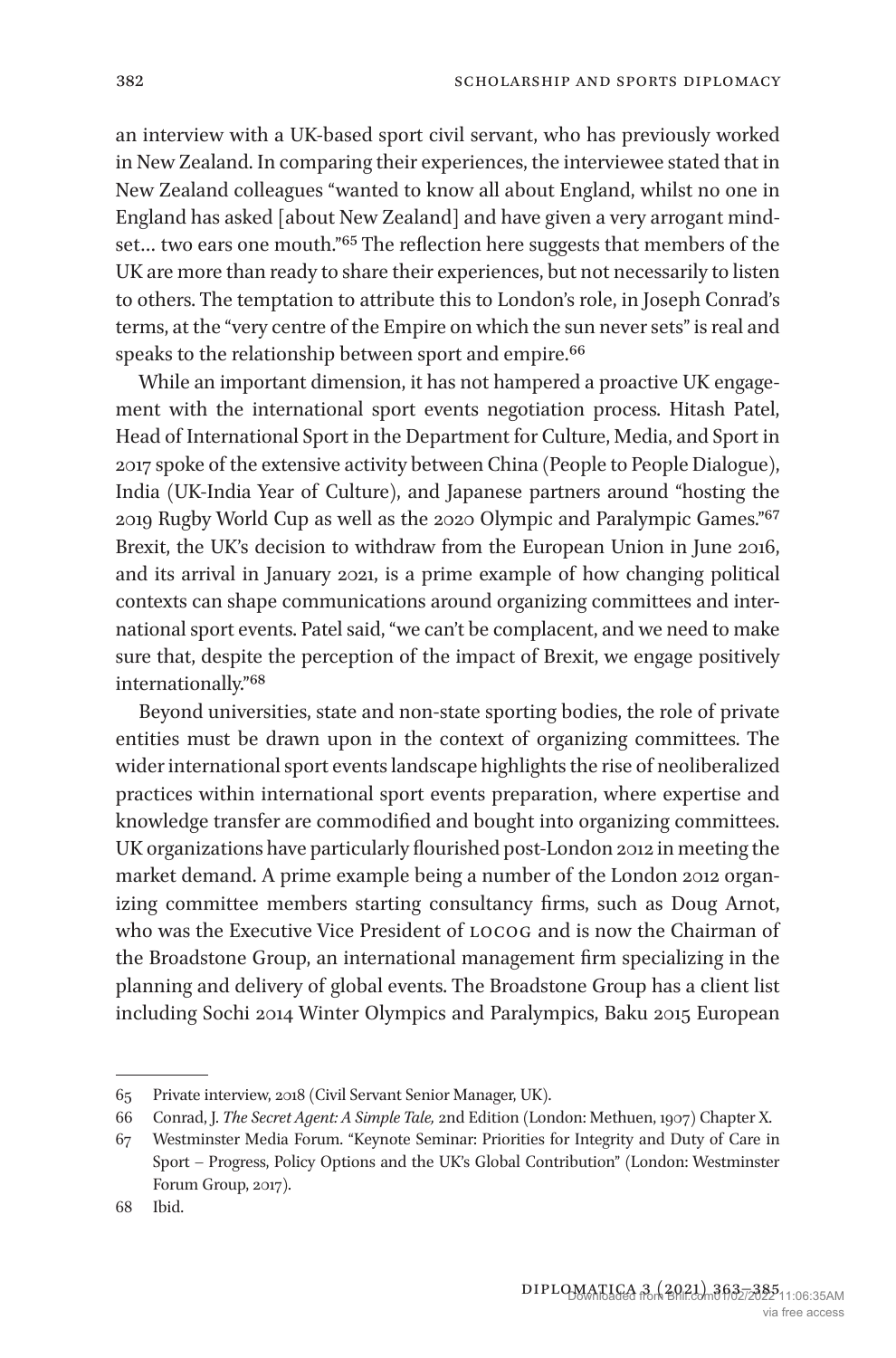an interview with a UK-based sport civil servant, who has previously worked in New Zealand. In comparing their experiences, the interviewee stated that in New Zealand colleagues "wanted to know all about England, whilst no one in England has asked [about New Zealand] and have given a very arrogant mindset… two ears one mouth."[65] The reflection here suggests that members of the UK are more than ready to share their experiences, but not necessarily to listen to others. The temptation to attribute this to London's role, in Joseph Conrad's terms, at the "very centre of the Empire on which the sun never sets" is real and speaks to the relationship between sport and empire.[66]

While an important dimension, it has not hampered a proactive UK engagement with the international sport events negotiation process. Hitash Patel, Head of International Sport in the Department for Culture, Media, and Sport in 2017 spoke of the extensive activity between China (People to People Dialogue), India (UK-India Year of Culture), and Japanese partners around "hosting the 2019 Rugby World Cup as well as the 2020 Olympic and Paralympic Games."[67] Brexit, the UK's decision to withdraw from the European Union in June 2016, and its arrival in January 2021, is a prime example of how changing political contexts can shape communications around organizing committees and international sport events. Patel said, "we can't be complacent, and we need to make sure that, despite the perception of the impact of Brexit, we engage positively internationally."[68]

Beyond universities, state and non-state sporting bodies, the role of private entities must be drawn upon in the context of organizing committees. The wider international sport events landscape highlights the rise of neoliberalized practices within international sport events preparation, where expertise and knowledge transfer are commodified and bought into organizing committees. UK organizations have particularly flourished post-London 2012 in meeting the market demand. A prime example being a number of the London 2012 organizing committee members starting consultancy firms, such as Doug Arnot, who was the Executive Vice President of LOCOG and is now the Chairman of the Broadstone Group, an international management firm specializing in the planning and delivery of global events. The Broadstone Group has a client list including Sochi 2014 Winter Olympics and Paralympics, Baku 2015 European

---

65 Private interview, 2018 (Civil Servant Senior Manager, UK).

66 Conrad, J. *The Secret Agent: A Simple Tale,* 2nd Edition (London: Methuen, 1907) Chapter X.

67 Westminster Media Forum. "Keynote Seminar: Priorities for Integrity and Duty of Care in Sport – Progress, Policy Options and the UK's Global Contribution" (London: Westminster Forum Group, 2017).

68 Ibid.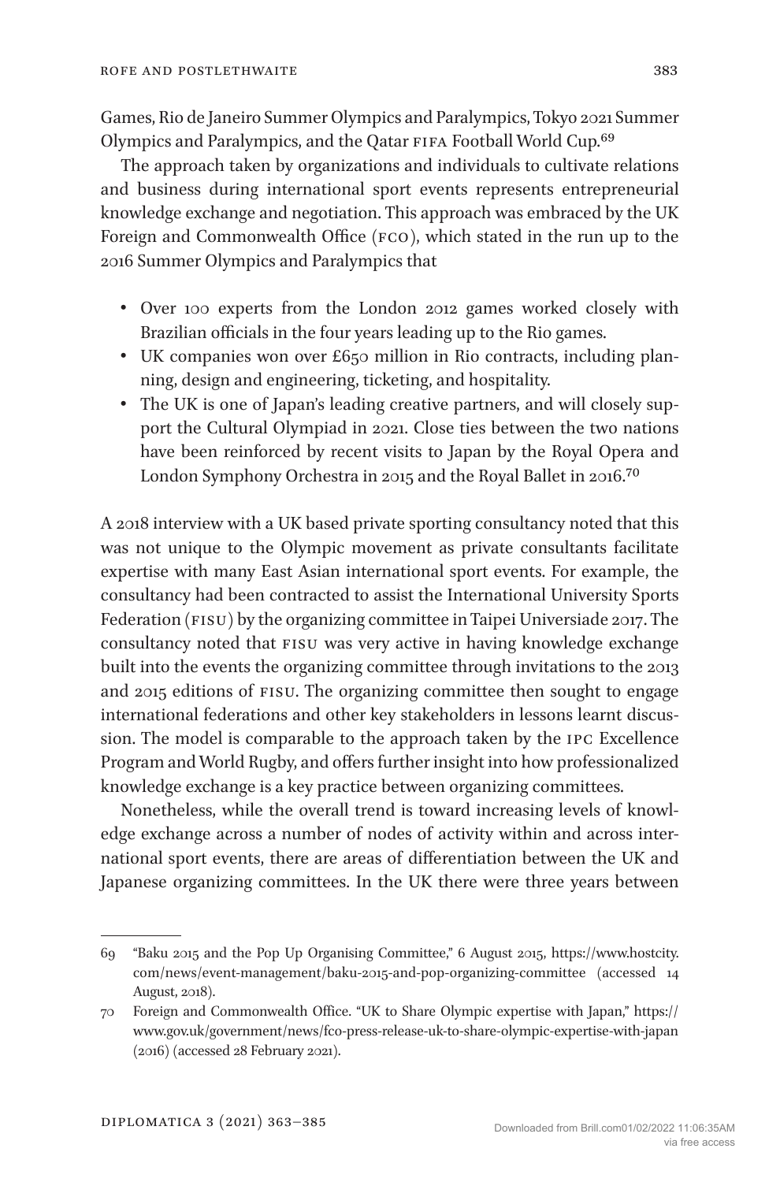Games, Rio de Janeiro Summer Olympics and Paralympics, Tokyo 2021 Summer Olympics and Paralympics, and the Qatar FIFA Football World Cup.[69]

The approach taken by organizations and individuals to cultivate relations and business during international sport events represents entrepreneurial knowledge exchange and negotiation. This approach was embraced by the UK Foreign and Commonwealth Office (FCO), which stated in the run up to the 2016 Summer Olympics and Paralympics that

- Over 100 experts from the London 2012 games worked closely with Brazilian officials in the four years leading up to the Rio games.
- UK companies won over £650 million in Rio contracts, including planning, design and engineering, ticketing, and hospitality.
- The UK is one of Japan's leading creative partners, and will closely support the Cultural Olympiad in 2021. Close ties between the two nations have been reinforced by recent visits to Japan by the Royal Opera and London Symphony Orchestra in 2015 and the Royal Ballet in 2016.[70]

A 2018 interview with a UK based private sporting consultancy noted that this was not unique to the Olympic movement as private consultants facilitate expertise with many East Asian international sport events. For example, the consultancy had been contracted to assist the International University Sports Federation (FISU) by the organizing committee in Taipei Universiade 2017. The consultancy noted that FISU was very active in having knowledge exchange built into the events the organizing committee through invitations to the 2013 and 2015 editions of FISU. The organizing committee then sought to engage international federations and other key stakeholders in lessons learnt discussion. The model is comparable to the approach taken by the IPC Excellence Program and World Rugby, and offers further insight into how professionalized knowledge exchange is a key practice between organizing committees.

Nonetheless, while the overall trend is toward increasing levels of knowledge exchange across a number of nodes of activity within and across international sport events, there are areas of differentiation between the UK and Japanese organizing committees. In the UK there were three years between

---

69 "Baku 2015 and the Pop Up Organising Committee," 6 August 2015, https://www.hostcity.com/news/event-management/baku-2015-and-pop-organizing-committee (accessed 14 August, 2018).

70 Foreign and Commonwealth Office. "UK to Share Olympic expertise with Japan," https://www.gov.uk/government/news/fco-press-release-uk-to-share-olympic-expertise-with-japan (2016) (accessed 28 February 2021).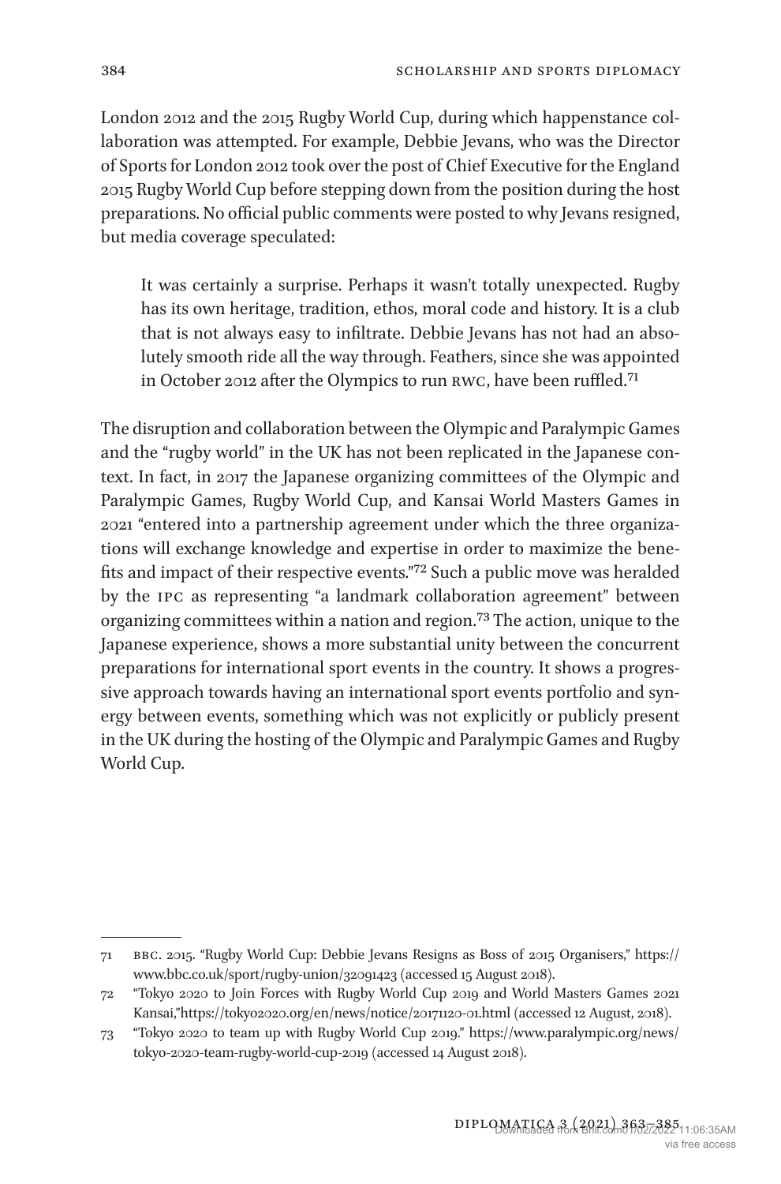London 2012 and the 2015 Rugby World Cup, during which happenstance collaboration was attempted. For example, Debbie Jevans, who was the Director of Sports for London 2012 took over the post of Chief Executive for the England 2015 Rugby World Cup before stepping down from the position during the host preparations. No official public comments were posted to why Jevans resigned, but media coverage speculated:

> It was certainly a surprise. Perhaps it wasn't totally unexpected. Rugby has its own heritage, tradition, ethos, moral code and history. It is a club that is not always easy to infiltrate. Debbie Jevans has not had an absolutely smooth ride all the way through. Feathers, since she was appointed in October 2012 after the Olympics to run RWC, have been ruffled.[71]

The disruption and collaboration between the Olympic and Paralympic Games and the "rugby world" in the UK has not been replicated in the Japanese context. In fact, in 2017 the Japanese organizing committees of the Olympic and Paralympic Games, Rugby World Cup, and Kansai World Masters Games in 2021 "entered into a partnership agreement under which the three organizations will exchange knowledge and expertise in order to maximize the benefits and impact of their respective events."[72] Such a public move was heralded by the IPC as representing "a landmark collaboration agreement" between organizing committees within a nation and region.[73] The action, unique to the Japanese experience, shows a more substantial unity between the concurrent preparations for international sport events in the country. It shows a progressive approach towards having an international sport events portfolio and synergy between events, something which was not explicitly or publicly present in the UK during the hosting of the Olympic and Paralympic Games and Rugby World Cup.

---

71 BBC. 2015. "Rugby World Cup: Debbie Jevans Resigns as Boss of 2015 Organisers," https://www.bbc.co.uk/sport/rugby-union/32091423 (accessed 15 August 2018).

72 "Tokyo 2020 to Join Forces with Rugby World Cup 2019 and World Masters Games 2021 Kansai,"https://tokyo2020.org/en/news/notice/20171120-01.html (accessed 12 August, 2018).

73 "Tokyo 2020 to team up with Rugby World Cup 2019." https://www.paralympic.org/news/tokyo-2020-team-rugby-world-cup-2019 (accessed 14 August 2018).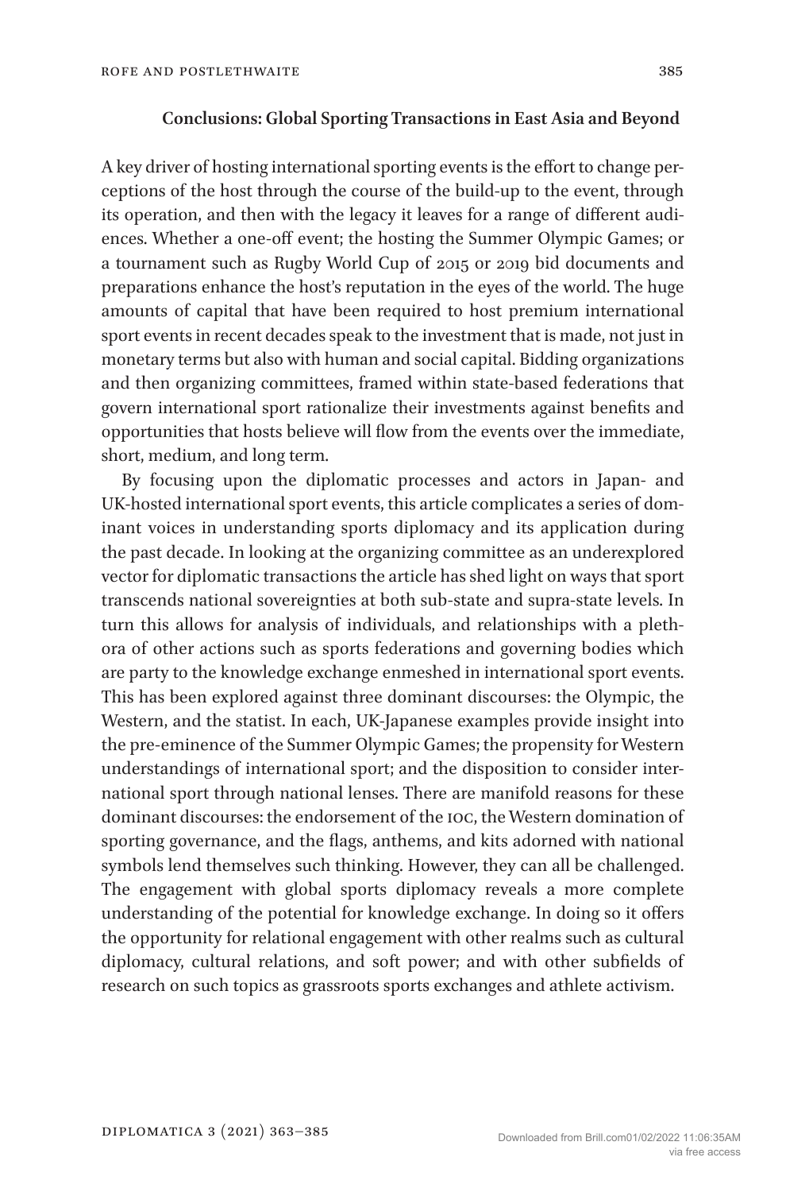## Conclusions: Global Sporting Transactions in East Asia and Beyond

A key driver of hosting international sporting events is the effort to change perceptions of the host through the course of the build-up to the event, through its operation, and then with the legacy it leaves for a range of different audiences. Whether a one-off event; the hosting the Summer Olympic Games; or a tournament such as Rugby World Cup of 2015 or 2019 bid documents and preparations enhance the host's reputation in the eyes of the world. The huge amounts of capital that have been required to host premium international sport events in recent decades speak to the investment that is made, not just in monetary terms but also with human and social capital. Bidding organizations and then organizing committees, framed within state-based federations that govern international sport rationalize their investments against benefits and opportunities that hosts believe will flow from the events over the immediate, short, medium, and long term.

By focusing upon the diplomatic processes and actors in Japan- and UK-hosted international sport events, this article complicates a series of dominant voices in understanding sports diplomacy and its application during the past decade. In looking at the organizing committee as an underexplored vector for diplomatic transactions the article has shed light on ways that sport transcends national sovereignties at both sub-state and supra-state levels. In turn this allows for analysis of individuals, and relationships with a plethora of other actions such as sports federations and governing bodies which are party to the knowledge exchange enmeshed in international sport events. This has been explored against three dominant discourses: the Olympic, the Western, and the statist. In each, UK-Japanese examples provide insight into the pre-eminence of the Summer Olympic Games; the propensity for Western understandings of international sport; and the disposition to consider international sport through national lenses. There are manifold reasons for these dominant discourses: the endorsement of the IOC, the Western domination of sporting governance, and the flags, anthems, and kits adorned with national symbols lend themselves such thinking. However, they can all be challenged. The engagement with global sports diplomacy reveals a more complete understanding of the potential for knowledge exchange. In doing so it offers the opportunity for relational engagement with other realms such as cultural diplomacy, cultural relations, and soft power; and with other subfields of research on such topics as grassroots sports exchanges and athlete activism.